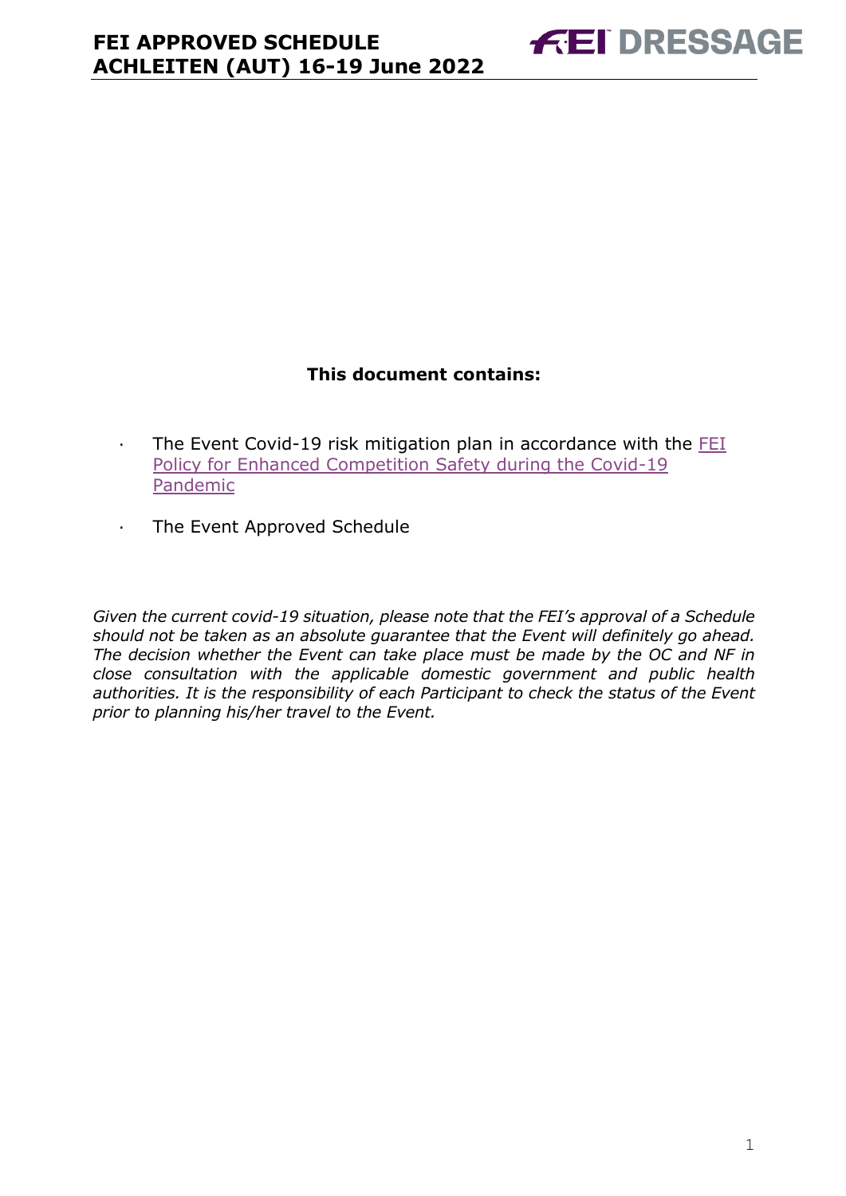# FEI APPROVED SCHEDULE ACHLEITEN (AUT) 16-19 June 2022

**This document contains:**

- The Event Covid-19 risk mitigation plan in accordance with the FEI Policy for Enhanced Competition Safety during the Covid-19 Pandemic
- The Event Approved Schedule

*Given the current covid-19 situation, please note that the FEI's approval of a Schedule should not be taken as an absolute guarantee that the Event will definitely go ahead. The decision whether the Event can take place must be made by the OC and NF in close consultation with the applicable domestic government and public health authorities. It is the responsibility of each Participant to check the status of the Event prior to planning his/her travel to the Event.*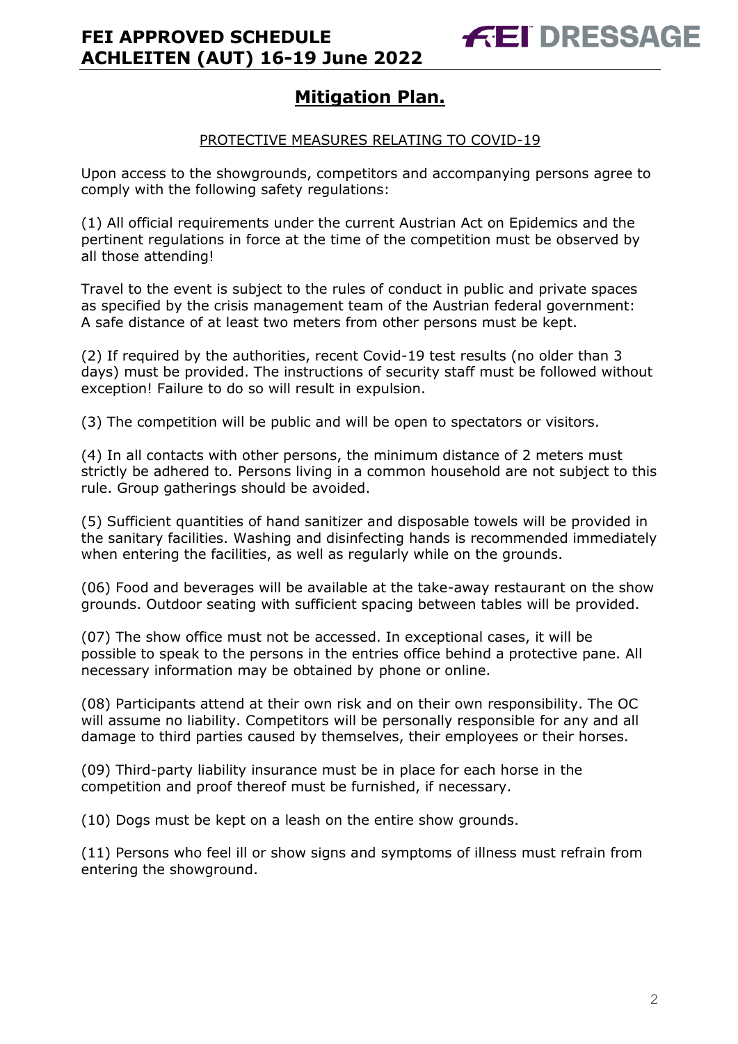# Mitigation Plan.

PROTECTIVE MEASURES RELATING TO COVID-19

Upon access to the showgrounds, competitors and accompanying persons agree to comply with the following safety regulations:

(1) All official requirements under the current Austrian Act on Epidemics and the pertinent regulations in force at the time of the competition must be observed by all those attending!

Travel to the event is subject to the rules of conduct in public and private spaces as specified by the crisis management team of the Austrian federal government: A safe distance of at least two meters from other persons must be kept.

(2) If required by the authorities, recent Covid-19 test results (no older than 3 days) must be provided. The instructions of security staff must be followed without exception! Failure to do so will result in expulsion.

(3) The competition will be public and will be open to spectators or visitors.

(4) In all contacts with other persons, the minimum distance of 2 meters must strictly be adhered to. Persons living in a common household are not subject to this rule. Group gatherings should be avoided.

(5) Sufficient quantities of hand sanitizer and disposable towels will be provided in the sanitary facilities. Washing and disinfecting hands is recommended immediately when entering the facilities, as well as regularly while on the grounds.

(06) Food and beverages will be available at the take-away restaurant on the show grounds. Outdoor seating with sufficient spacing between tables will be provided.

(07) The show office must not be accessed. In exceptional cases, it will be possible to speak to the persons in the entries office behind a protective pane. All necessary information may be obtained by phone or online.

(08) Participants attend at their own risk and on their own responsibility. The OC will assume no liability. Competitors will be personally responsible for any and all damage to third parties caused by themselves, their employees or their horses.

(09) Third-party liability insurance must be in place for each horse in the competition and proof thereof must be furnished, if necessary.

(10) Dogs must be kept on a leash on the entire show grounds.

(11) Persons who feel ill or show signs and symptoms of illness must refrain from entering the showground.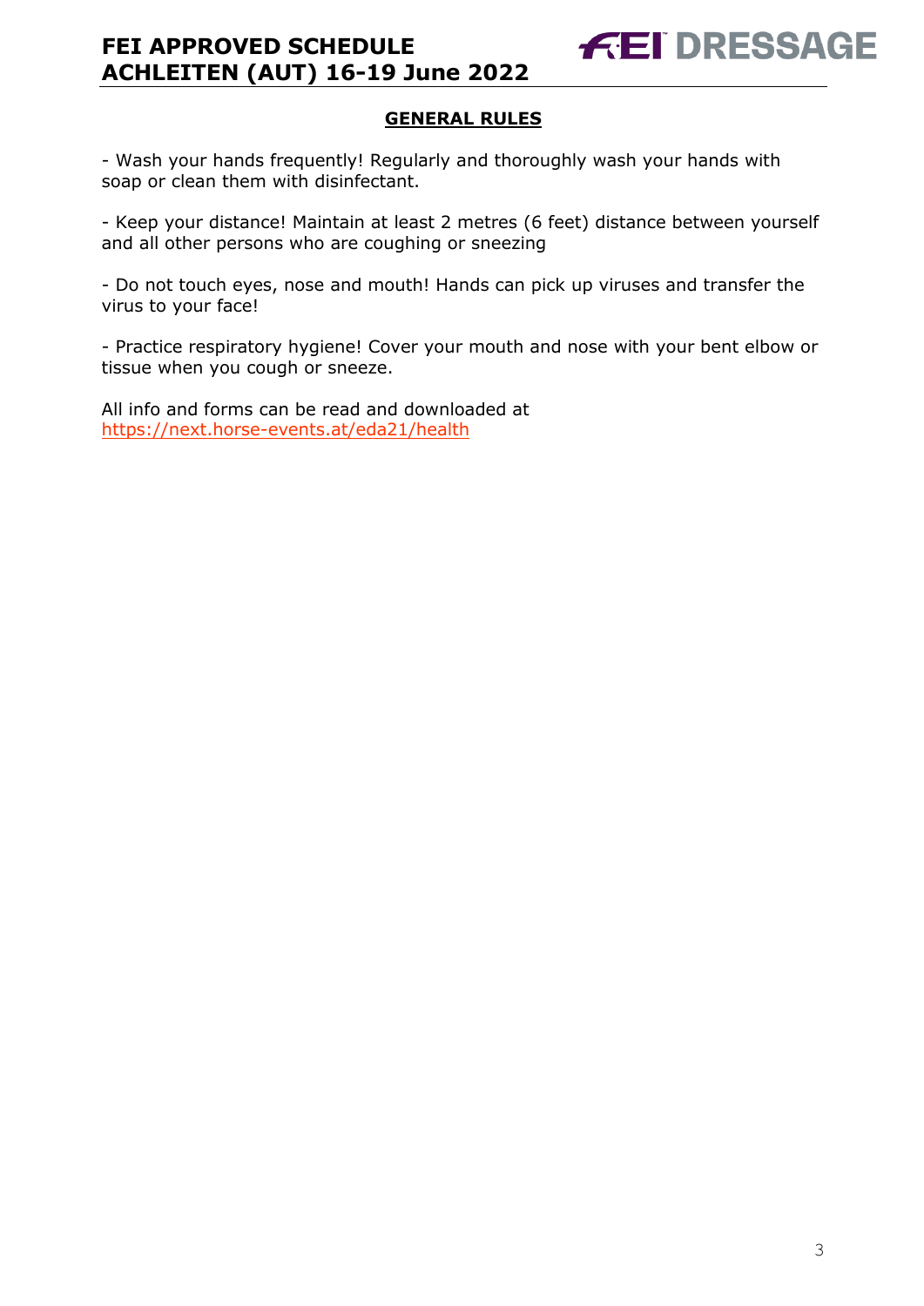## GENERAL RULES

- Wash your hands frequently! Regularly and thoroughly wash your hands with soap or clean them with disinfectant.

- Keep your distance! Maintain at least 2 metres (6 feet) distance between yourself and all other persons who are coughing or sneezing

- Do not touch eyes, nose and mouth! Hands can pick up viruses and transfer the virus to your face!

- Practice respiratory hygiene! Cover your mouth and nose with your bent elbow or tissue when you cough or sneeze.

All info and forms can be read and downloaded at https://next.horse-events.at/eda21/health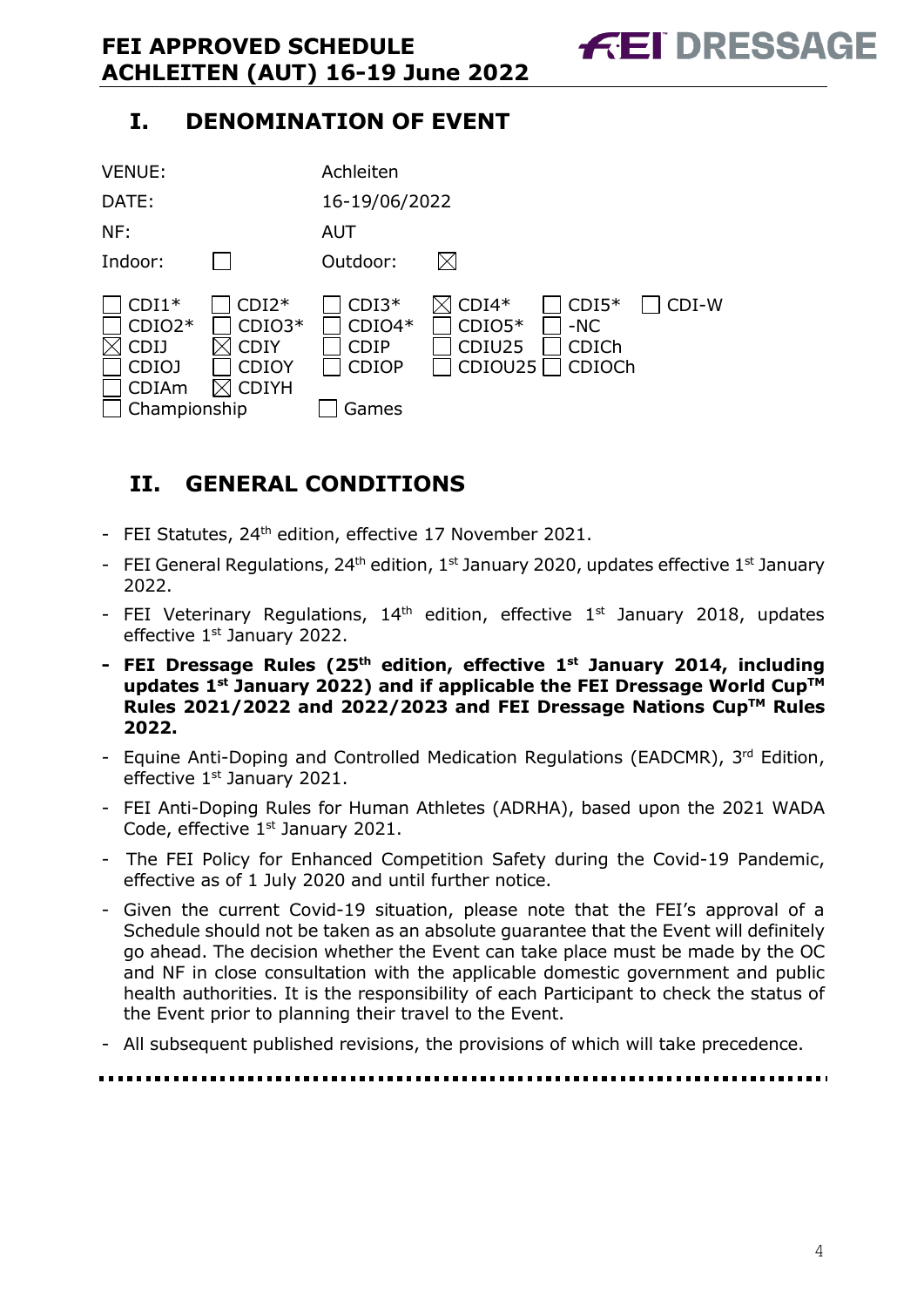## I. DENOMINATION OF EVENT

| | |
|---|---|
| VENUE: | Achleiten |
| DATE: | 16-19/06/2022 |
| NF: | AUT |
| Indoor: ☐ | Outdoor: ☒ |

| | | | | | |
|---|---|---|---|---|---|
| ☐ CDI1* | ☐ CDI2* | ☐ CDI3* | ☒ CDI4* | ☐ CDI5* | ☐ CDI-W |
| ☐ CDIO2* | ☐ CDIO3* | ☐ CDIO4* | ☐ CDIO5* | ☐ -NC | |
| ☒ CDIJ | ☒ CDIY | ☐ CDIP | ☐ CDIU25 | ☐ CDICh | |
| ☐ CDIOJ | ☐ CDIOY | ☐ CDIOP | ☐ CDIOU25 | ☐ CDIOCh | |
| ☐ CDIAm | ☒ CDIYH | | | | |
| ☐ Championship | | ☐ Games | | | |

## II. GENERAL CONDITIONS

- FEI Statutes, 24th edition, effective 17 November 2021.
- FEI General Regulations, 24th edition, 1st January 2020, updates effective 1st January 2022.
- FEI Veterinary Regulations, 14th edition, effective 1st January 2018, updates effective 1st January 2022.
- **FEI Dressage Rules (25th edition, effective 1st January 2014, including updates 1st January 2022) and if applicable the FEI Dressage World Cup™ Rules 2021/2022 and 2022/2023 and FEI Dressage Nations Cup™ Rules 2022.**
- Equine Anti-Doping and Controlled Medication Regulations (EADCMR), 3rd Edition, effective 1st January 2021.
- FEI Anti-Doping Rules for Human Athletes (ADRHA), based upon the 2021 WADA Code, effective 1st January 2021.
- The FEI Policy for Enhanced Competition Safety during the Covid-19 Pandemic, effective as of 1 July 2020 and until further notice.
- Given the current Covid-19 situation, please note that the FEI's approval of a Schedule should not be taken as an absolute guarantee that the Event will definitely go ahead. The decision whether the Event can take place must be made by the OC and NF in close consultation with the applicable domestic government and public health authorities. It is the responsibility of each Participant to check the status of the Event prior to planning their travel to the Event.
- All subsequent published revisions, the provisions of which will take precedence.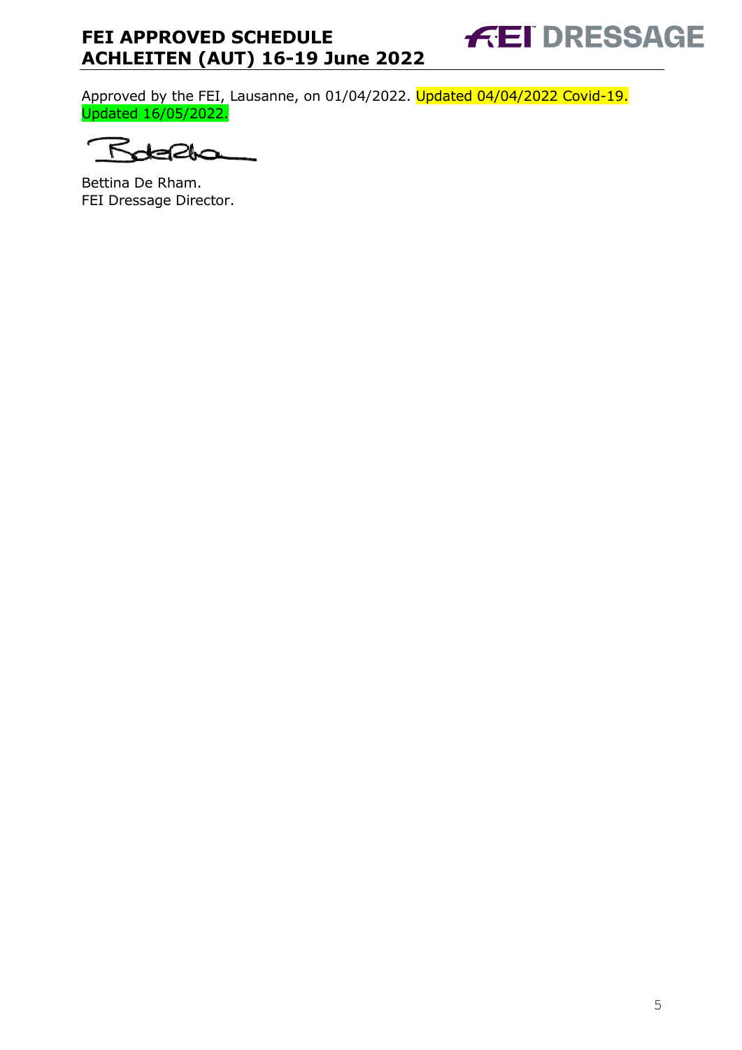Approved by the FEI, Lausanne, on 01/04/2022. Updated 04/04/2022 Covid-19. Updated 16/05/2022.

Bettina De Rham.
FEI Dressage Director.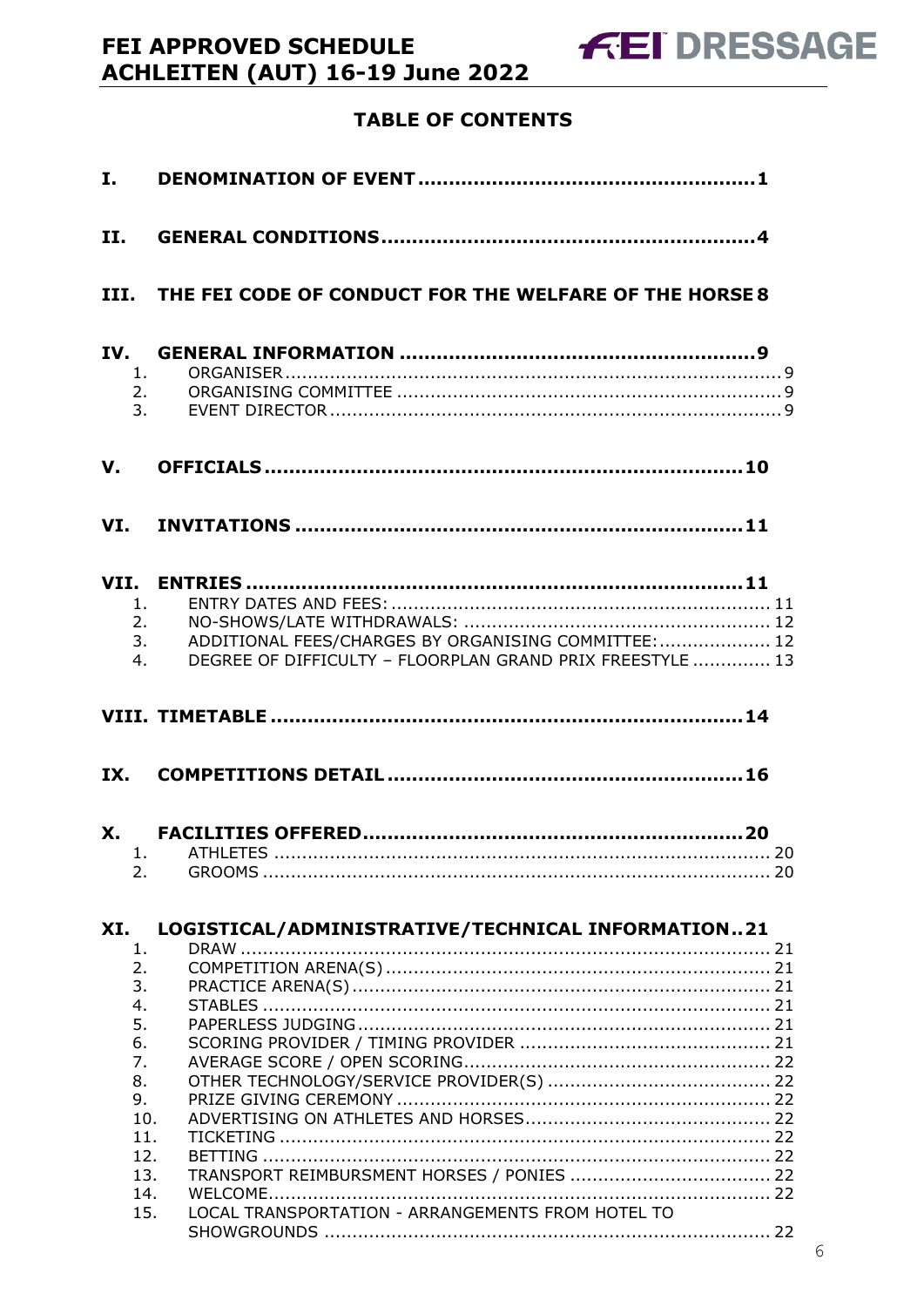## TABLE OF CONTENTS

**I. DENOMINATION OF EVENT ........................................................ 1**

**II. GENERAL CONDITIONS ........................................................ 4**

**III. THE FEI CODE OF CONDUCT FOR THE WELFARE OF THE HORSE 8**

**IV. GENERAL INFORMATION ........................................................ 9**

1. ORGANISER ........................................................ 9
2. ORGANISING COMMITTEE ........................................................ 9
3. EVENT DIRECTOR ........................................................ 9

**V. OFFICIALS ........................................................ 10**

**VI. INVITATIONS ........................................................ 11**

**VII. ENTRIES ........................................................ 11**

1. ENTRY DATES AND FEES: ........................................................ 11
2. NO-SHOWS/LATE WITHDRAWALS: ........................................................ 12
3. ADDITIONAL FEES/CHARGES BY ORGANISING COMMITTEE: ........................................................ 12
4. DEGREE OF DIFFICULTY – FLOORPLAN GRAND PRIX FREESTYLE ........................................................ 13

**VIII. TIMETABLE ........................................................ 14**

**IX. COMPETITIONS DETAIL ........................................................ 16**

**X. FACILITIES OFFERED ........................................................ 20**

1. ATHLETES ........................................................ 20
2. GROOMS ........................................................ 20

**XI. LOGISTICAL/ADMINISTRATIVE/TECHNICAL INFORMATION .. 21**

1. DRAW ........................................................ 21
2. COMPETITION ARENA(S) ........................................................ 21
3. PRACTICE ARENA(S) ........................................................ 21
4. STABLES ........................................................ 21
5. PAPERLESS JUDGING ........................................................ 21
6. SCORING PROVIDER / TIMING PROVIDER ........................................................ 21
7. AVERAGE SCORE / OPEN SCORING ........................................................ 22
8. OTHER TECHNOLOGY/SERVICE PROVIDER(S) ........................................................ 22
9. PRIZE GIVING CEREMONY ........................................................ 22
10. ADVERTISING ON ATHLETES AND HORSES ........................................................ 22
11. TICKETING ........................................................ 22
12. BETTING ........................................................ 22
13. TRANSPORT REIMBURSMENT HORSES / PONIES ........................................................ 22
14. WELCOME ........................................................ 22
15. LOCAL TRANSPORTATION - ARRANGEMENTS FROM HOTEL TO SHOWGROUNDS ........................................................ 22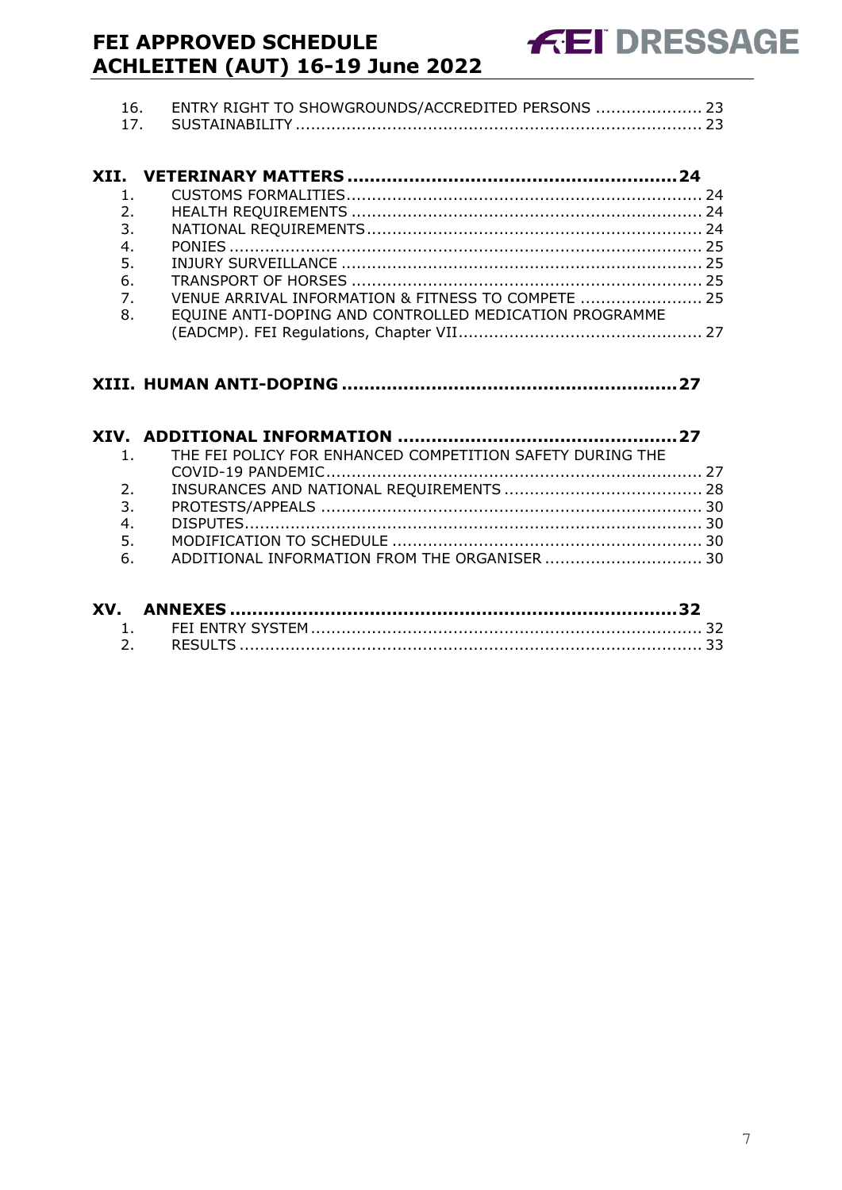16. ENTRY RIGHT TO SHOWGROUNDS/ACCREDITED PERSONS ..................... 23
17. SUSTAINABILITY ................................................................................ 23

**XII. VETERINARY MATTERS ........................................................... 24**

1. CUSTOMS FORMALITIES ...................................................................... 24
2. HEALTH REQUIREMENTS ..................................................................... 24
3. NATIONAL REQUIREMENTS .................................................................. 24
4. PONIES ............................................................................................ 25
5. INJURY SURVEILLANCE ...................................................................... 25
6. TRANSPORT OF HORSES ..................................................................... 25
7. VENUE ARRIVAL INFORMATION & FITNESS TO COMPETE ........................ 25
8. EQUINE ANTI-DOPING AND CONTROLLED MEDICATION PROGRAMME (EADCMP). FEI Regulations, Chapter VII ................................................ 27

**XIII. HUMAN ANTI-DOPING ........................................................... 27**

**XIV. ADDITIONAL INFORMATION ................................................. 27**

1. THE FEI POLICY FOR ENHANCED COMPETITION SAFETY DURING THE COVID-19 PANDEMIC .......................................................................... 27
2. INSURANCES AND NATIONAL REQUIREMENTS ....................................... 28
3. PROTESTS/APPEALS ........................................................................... 30
4. DISPUTES ......................................................................................... 30
5. MODIFICATION TO SCHEDULE ............................................................ 30
6. ADDITIONAL INFORMATION FROM THE ORGANISER ............................... 30

**XV. ANNEXES .............................................................................. 32**

1. FEI ENTRY SYSTEM ............................................................................ 32
2. RESULTS .......................................................................................... 33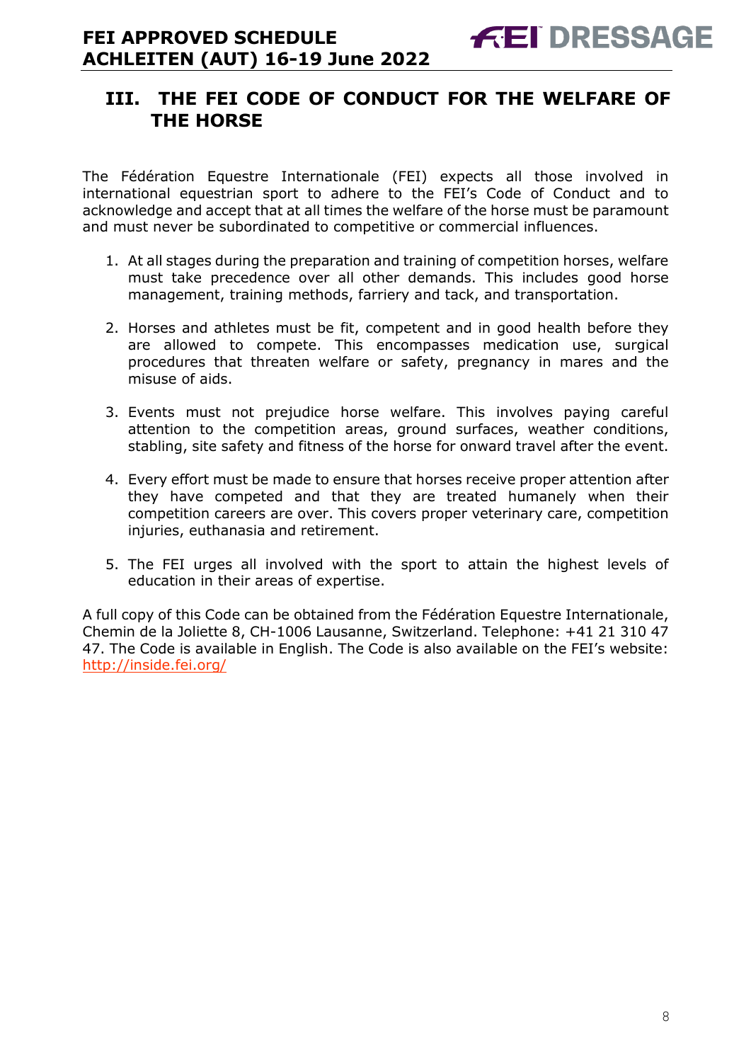## III. THE FEI CODE OF CONDUCT FOR THE WELFARE OF THE HORSE

The Fédération Equestre Internationale (FEI) expects all those involved in international equestrian sport to adhere to the FEI's Code of Conduct and to acknowledge and accept that at all times the welfare of the horse must be paramount and must never be subordinated to competitive or commercial influences.

1. At all stages during the preparation and training of competition horses, welfare must take precedence over all other demands. This includes good horse management, training methods, farriery and tack, and transportation.

2. Horses and athletes must be fit, competent and in good health before they are allowed to compete. This encompasses medication use, surgical procedures that threaten welfare or safety, pregnancy in mares and the misuse of aids.

3. Events must not prejudice horse welfare. This involves paying careful attention to the competition areas, ground surfaces, weather conditions, stabling, site safety and fitness of the horse for onward travel after the event.

4. Every effort must be made to ensure that horses receive proper attention after they have competed and that they are treated humanely when their competition careers are over. This covers proper veterinary care, competition injuries, euthanasia and retirement.

5. The FEI urges all involved with the sport to attain the highest levels of education in their areas of expertise.

A full copy of this Code can be obtained from the Fédération Equestre Internationale, Chemin de la Joliette 8, CH-1006 Lausanne, Switzerland. Telephone: +41 21 310 47 47. The Code is available in English. The Code is also available on the FEI's website: http://inside.fei.org/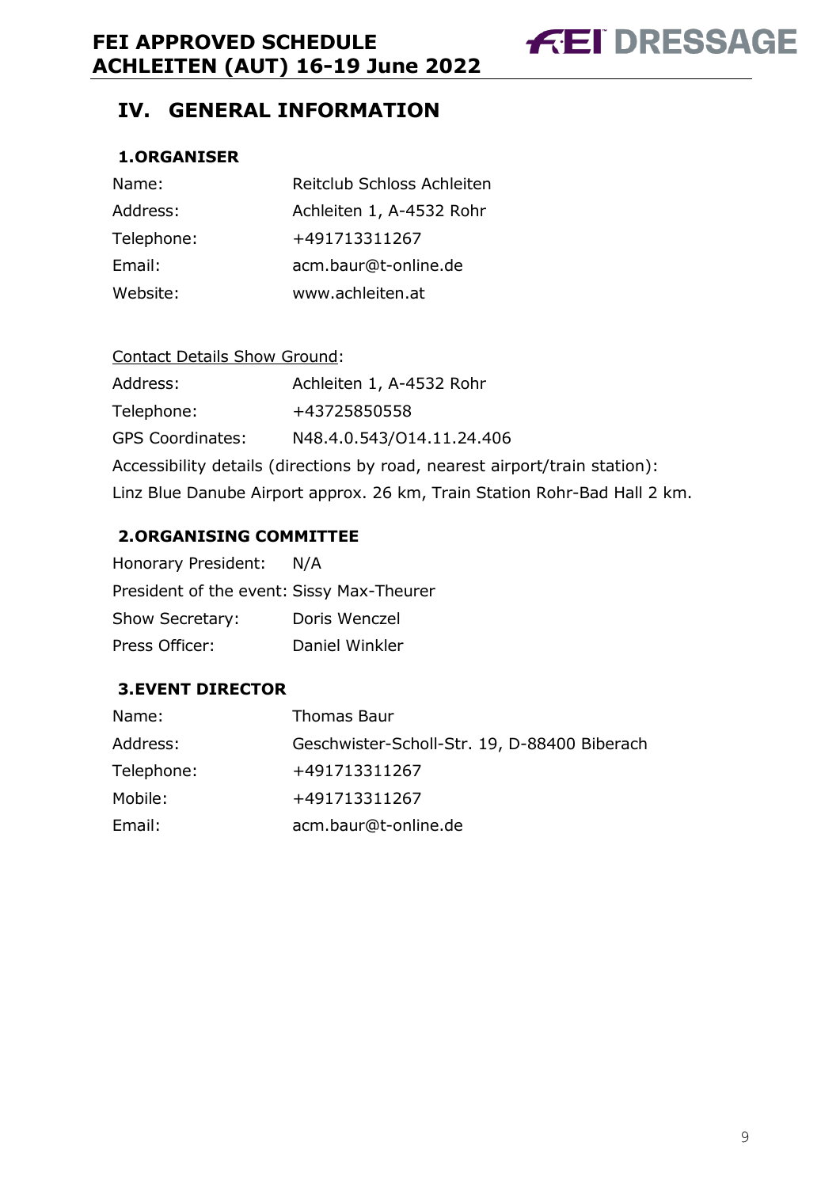# IV. GENERAL INFORMATION

## 1. ORGANISER

| | |
|---|---|
| Name: | Reitclub Schloss Achleiten |
| Address: | Achleiten 1, A-4532 Rohr |
| Telephone: | +491713311267 |
| Email: | acm.baur@t-online.de |
| Website: | www.achleiten.at |

Contact Details Show Ground:

| | |
|---|---|
| Address: | Achleiten 1, A-4532 Rohr |
| Telephone: | +43725850558 |
| GPS Coordinates: | N48.4.0.543/O14.11.24.406 |

Accessibility details (directions by road, nearest airport/train station):
Linz Blue Danube Airport approx. 26 km, Train Station Rohr-Bad Hall 2 km.

## 2. ORGANISING COMMITTEE

| | |
|---|---|
| Honorary President: | N/A |
| President of the event: | Sissy Max-Theurer |
| Show Secretary: | Doris Wenczel |
| Press Officer: | Daniel Winkler |

## 3. EVENT DIRECTOR

| | |
|---|---|
| Name: | Thomas Baur |
| Address: | Geschwister-Scholl-Str. 19, D-88400 Biberach |
| Telephone: | +491713311267 |
| Mobile: | +491713311267 |
| Email: | acm.baur@t-online.de |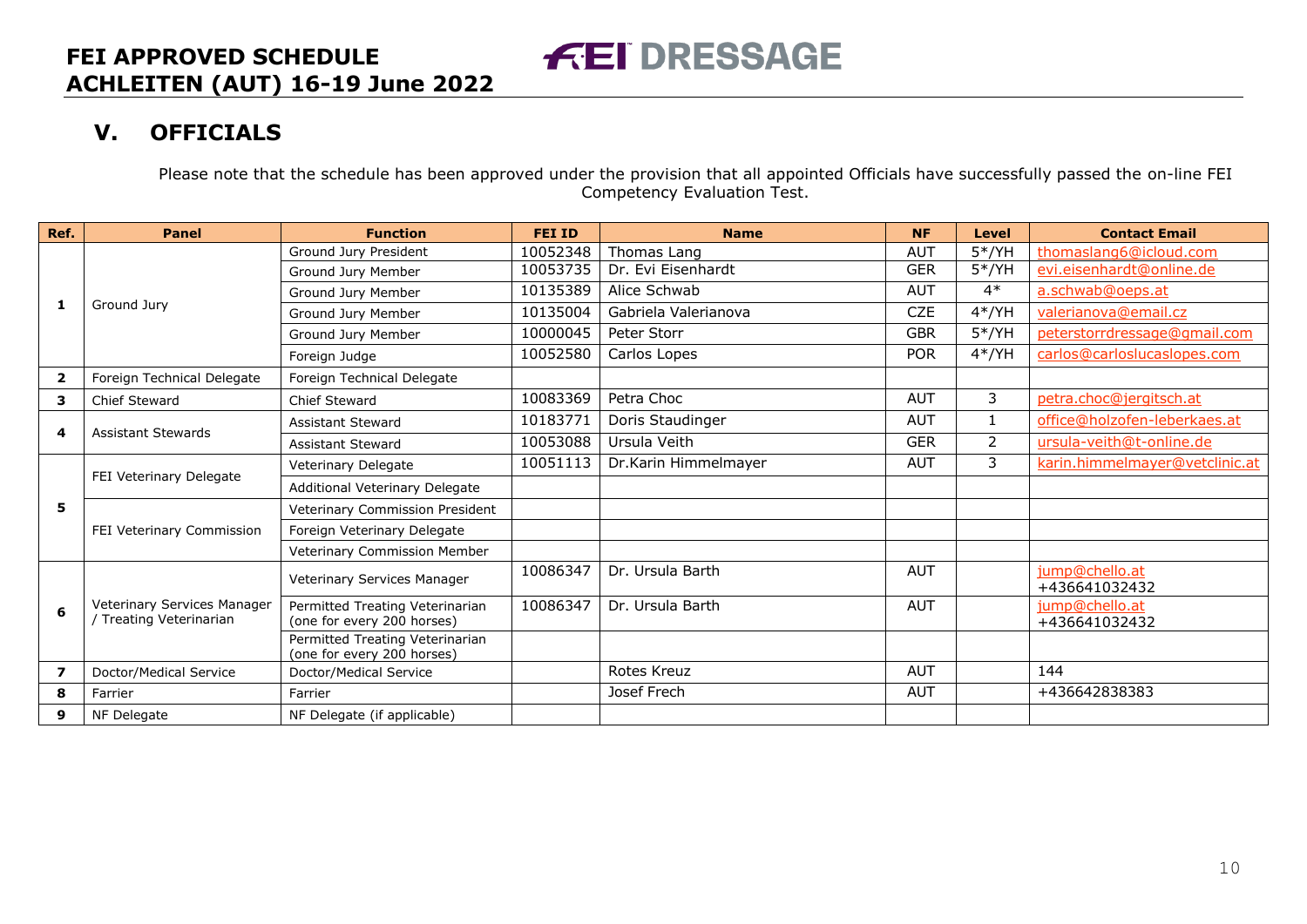## V. OFFICIALS

Please note that the schedule has been approved under the provision that all appointed Officials have successfully passed the on-line FEI Competency Evaluation Test.

| Ref. | Panel | Function | FEI ID | Name | NF | Level | Contact Email |
|---|---|---|---|---|---|---|---|
| 1 | Ground Jury | Ground Jury President | 10052348 | Thomas Lang | AUT | 5*/YH | thomaslang6@icloud.com |
| | | Ground Jury Member | 10053735 | Dr. Evi Eisenhardt | GER | 5*/YH | evi.eisenhardt@online.de |
| | | Ground Jury Member | 10135389 | Alice Schwab | AUT | 4* | a.schwab@oeps.at |
| | | Ground Jury Member | 10135004 | Gabriela Valerianova | CZE | 4*/YH | valerianova@email.cz |
| | | Ground Jury Member | 10000045 | Peter Storr | GBR | 5*/YH | peterstorrdressage@gmail.com |
| | | Foreign Judge | 10052580 | Carlos Lopes | POR | 4*/YH | carlos@carloslucaslopes.com |
| 2 | Foreign Technical Delegate | Foreign Technical Delegate | | | | | |
| 3 | Chief Steward | Chief Steward | 10083369 | Petra Choc | AUT | 3 | petra.choc@jergitsch.at |
| 4 | Assistant Stewards | Assistant Steward | 10183771 | Doris Staudinger | AUT | 1 | office@holzofen-leberkaes.at |
| | | Assistant Steward | 10053088 | Ursula Veith | GER | 2 | ursula-veith@t-online.de |
| 5 | FEI Veterinary Delegate | Veterinary Delegate | 10051113 | Dr.Karin Himmelmayer | AUT | 3 | karin.himmelmayer@vetclinic.at |
| | | Additional Veterinary Delegate | | | | | |
| | FEI Veterinary Commission | Veterinary Commission President | | | | | |
| | | Foreign Veterinary Delegate | | | | | |
| | | Veterinary Commission Member | | | | | |
| 6 | Veterinary Services Manager / Treating Veterinarian | Veterinary Services Manager | 10086347 | Dr. Ursula Barth | AUT | | jump@chello.at +436641032432 |
| | | Permitted Treating Veterinarian (one for every 200 horses) | 10086347 | Dr. Ursula Barth | AUT | | jump@chello.at +436641032432 |
| | | Permitted Treating Veterinarian (one for every 200 horses) | | | | | |
| 7 | Doctor/Medical Service | Doctor/Medical Service | | Rotes Kreuz | AUT | | 144 |
| 8 | Farrier | Farrier | | Josef Frech | AUT | | +436642838383 |
| 9 | NF Delegate | NF Delegate (if applicable) | | | | | |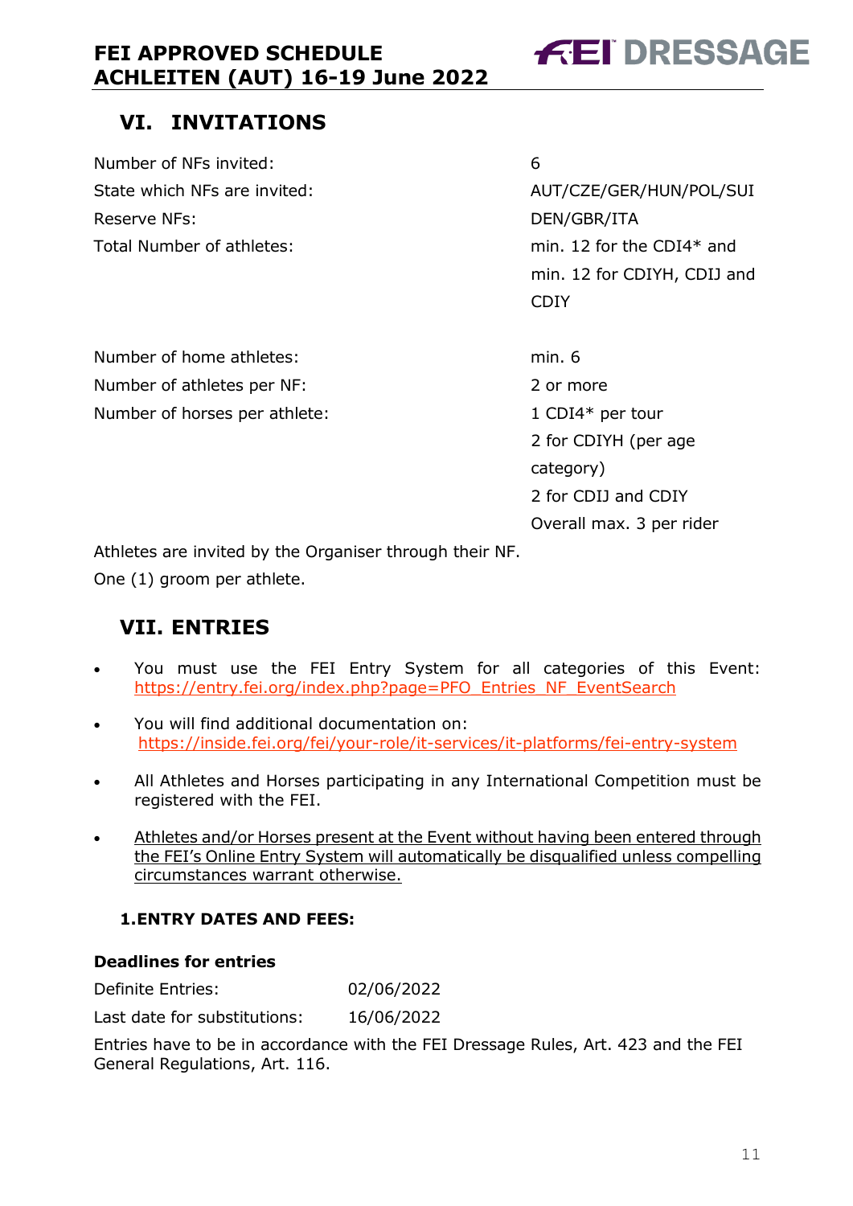## VI. INVITATIONS

| | |
|---|---|
| Number of NFs invited: | 6 |
| State which NFs are invited: | AUT/CZE/GER/HUN/POL/SUI |
| Reserve NFs: | DEN/GBR/ITA |
| Total Number of athletes: | min. 12 for the CDI4* and min. 12 for CDIYH, CDIJ and CDIY |
| Number of home athletes: | min. 6 |
| Number of athletes per NF: | 2 or more |
| Number of horses per athlete: | 1 CDI4* per tour<br>2 for CDIYH (per age category)<br>2 for CDIJ and CDIY<br>Overall max. 3 per rider |

Athletes are invited by the Organiser through their NF.

One (1) groom per athlete.

## VII. ENTRIES

- You must use the FEI Entry System for all categories of this Event: https://entry.fei.org/index.php?page=PFO_Entries_NF_EventSearch
- You will find additional documentation on: https://inside.fei.org/fei/your-role/it-services/it-platforms/fei-entry-system
- All Athletes and Horses participating in any International Competition must be registered with the FEI.
- Athletes and/or Horses present at the Event without having been entered through the FEI's Online Entry System will automatically be disqualified unless compelling circumstances warrant otherwise.

### 1. ENTRY DATES AND FEES:

**Deadlines for entries**

| | |
|---|---|
| Definite Entries: | 02/06/2022 |
| Last date for substitutions: | 16/06/2022 |

Entries have to be in accordance with the FEI Dressage Rules, Art. 423 and the FEI General Regulations, Art. 116.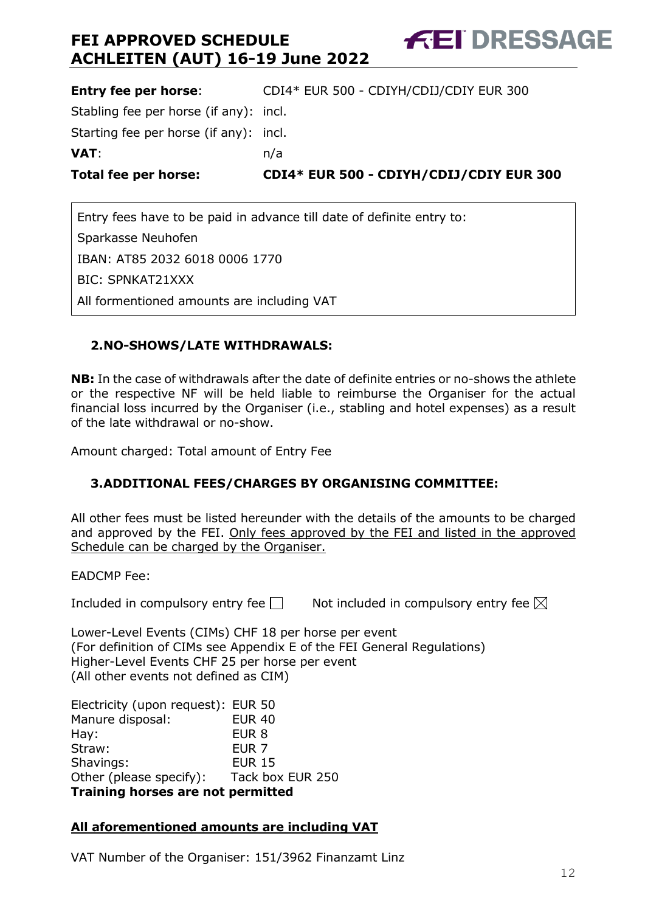| | |
|---|---|
| **Entry fee per horse**: | CDI4* EUR 500 - CDIYH/CDIJ/CDIY EUR 300 |
| Stabling fee per horse (if any): | incl. |
| Starting fee per horse (if any): | incl. |
| **VAT**: | n/a |
| **Total fee per horse:** | **CDI4* EUR 500 - CDIYH/CDIJ/CDIY EUR 300** |

Entry fees have to be paid in advance till date of definite entry to:
Sparkasse Neuhofen
IBAN: AT85 2032 6018 0006 1770
BIC: SPNKAT21XXX
All formentioned amounts are including VAT

## 2.NO-SHOWS/LATE WITHDRAWALS:

**NB:** In the case of withdrawals after the date of definite entries or no-shows the athlete or the respective NF will be held liable to reimburse the Organiser for the actual financial loss incurred by the Organiser (i.e., stabling and hotel expenses) as a result of the late withdrawal or no-show.

Amount charged: Total amount of Entry Fee

## 3.ADDITIONAL FEES/CHARGES BY ORGANISING COMMITTEE:

All other fees must be listed hereunder with the details of the amounts to be charged and approved by the FEI. Only fees approved by the FEI and listed in the approved Schedule can be charged by the Organiser.

EADCMP Fee:

Included in compulsory entry fee ☐ Not included in compulsory entry fee ☒

Lower-Level Events (CIMs) CHF 18 per horse per event
(For definition of CIMs see Appendix E of the FEI General Regulations)
Higher-Level Events CHF 25 per horse per event
(All other events not defined as CIM)

| | |
|---|---|
| Electricity (upon request): | EUR 50 |
| Manure disposal: | EUR 40 |
| Hay: | EUR 8 |
| Straw: | EUR 7 |
| Shavings: | EUR 15 |
| Other (please specify): | Tack box EUR 250 |

**Training horses are not permitted**

**All aforementioned amounts are including VAT**

VAT Number of the Organiser: 151/3962 Finanzamt Linz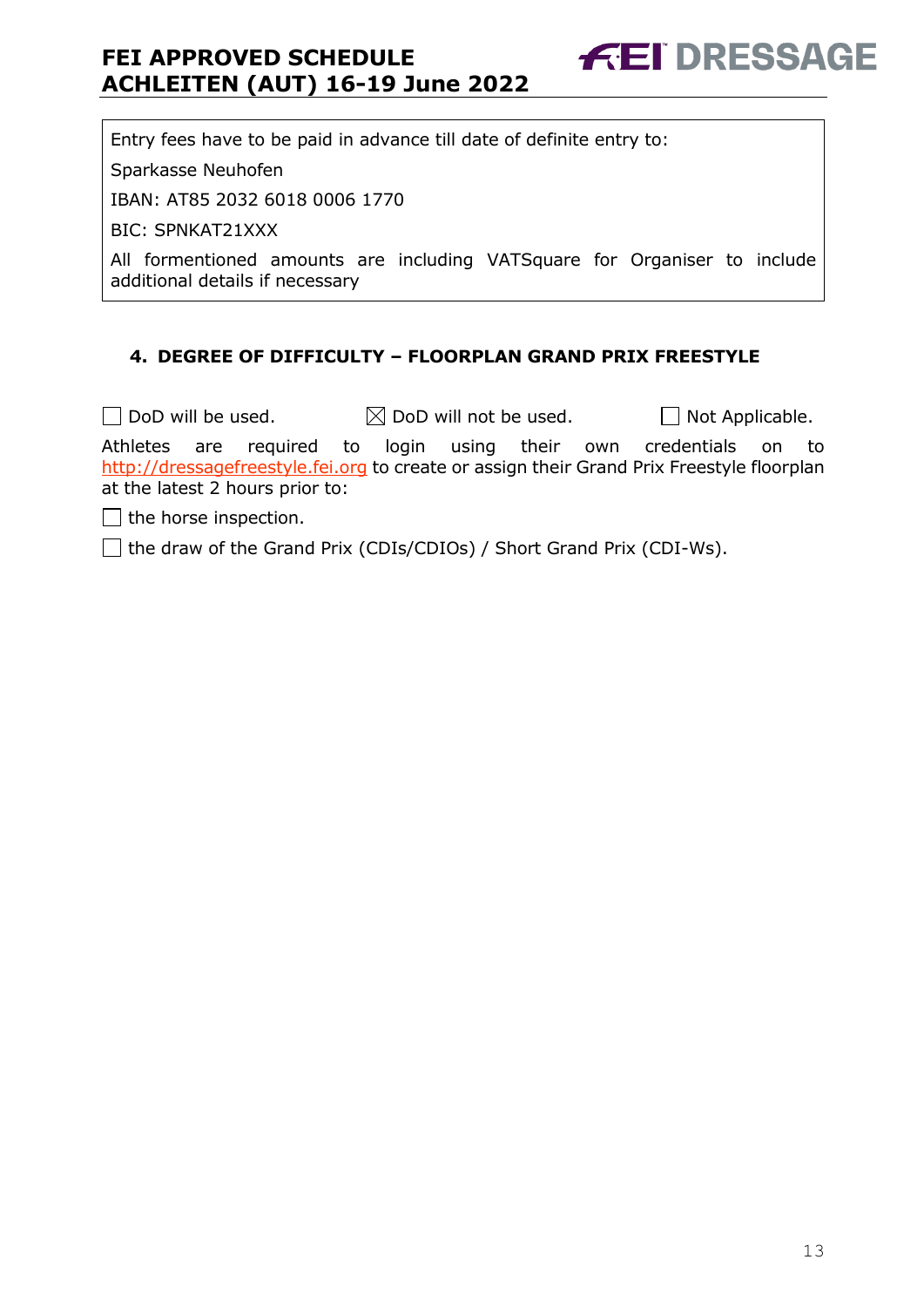Entry fees have to be paid in advance till date of definite entry to:

Sparkasse Neuhofen

IBAN: AT85 2032 6018 0006 1770

BIC: SPNKAT21XXX

All formentioned amounts are including VATSquare for Organiser to include additional details if necessary

## 4. DEGREE OF DIFFICULTY – FLOORPLAN GRAND PRIX FREESTYLE

☐ DoD will be used. ☒ DoD will not be used. ☐ Not Applicable.

Athletes are required to login using their own credentials on to http://dressagefreestyle.fei.org to create or assign their Grand Prix Freestyle floorplan at the latest 2 hours prior to:

☐ the horse inspection.

☐ the draw of the Grand Prix (CDIs/CDIOs) / Short Grand Prix (CDI-Ws).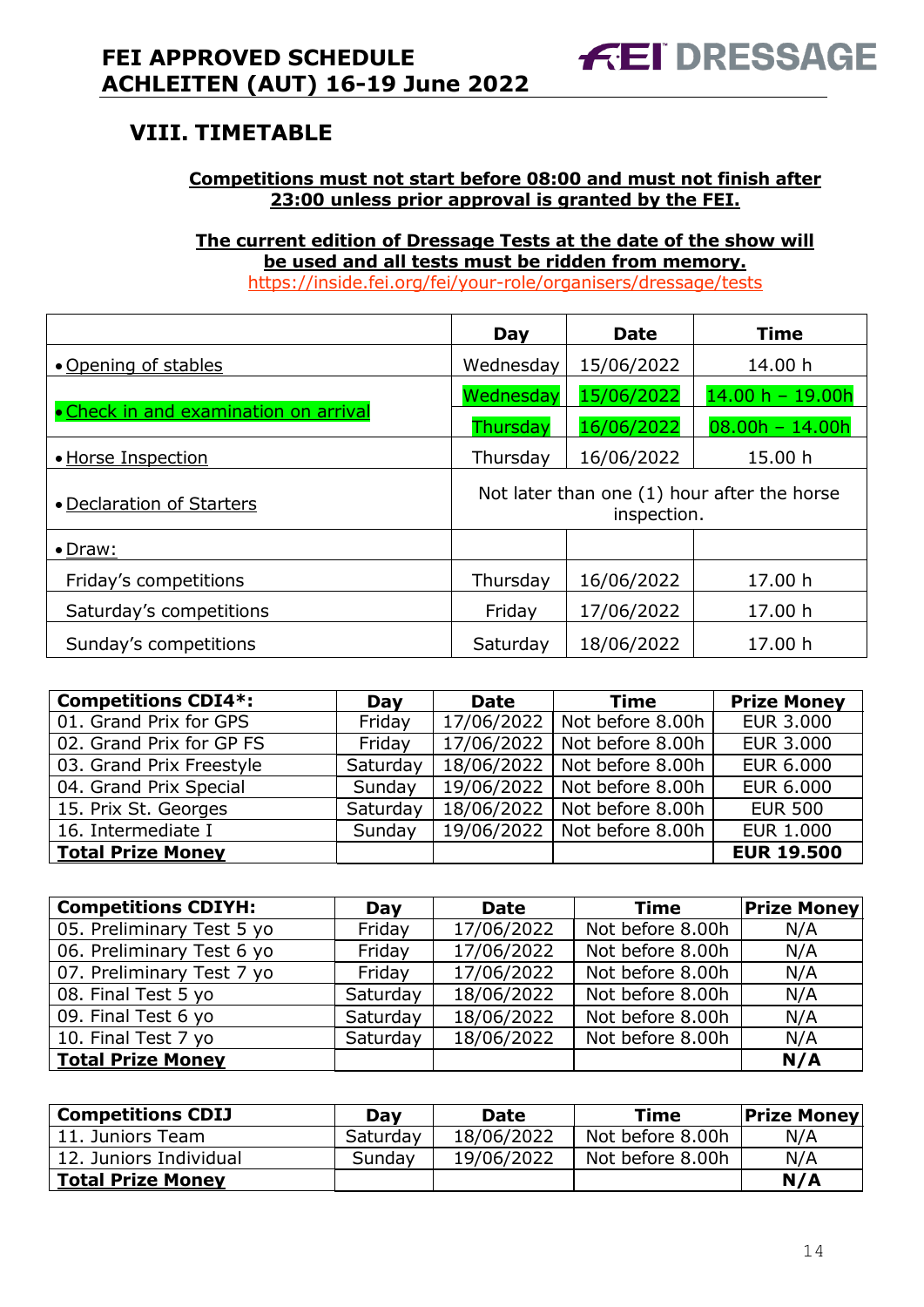## VIII. TIMETABLE

**Competitions must not start before 08:00 and must not finish after 23:00 unless prior approval is granted by the FEI.**

**The current edition of Dressage Tests at the date of the show will be used and all tests must be ridden from memory.**
https://inside.fei.org/fei/your-role/organisers/dressage/tests

| | Day | Date | Time |
|---|---|---|---|
| • Opening of stables | Wednesday | 15/06/2022 | 14.00 h |
| • Check in and examination on arrival | Wednesday | 15/06/2022 | 14.00 h – 19.00h |
| | Thursday | 16/06/2022 | 08.00h – 14.00h |
| • Horse Inspection | Thursday | 16/06/2022 | 15.00 h |
| • Declaration of Starters | Not later than one (1) hour after the horse inspection. | | |
| • Draw: | | | |
| Friday's competitions | Thursday | 16/06/2022 | 17.00 h |
| Saturday's competitions | Friday | 17/06/2022 | 17.00 h |
| Sunday's competitions | Saturday | 18/06/2022 | 17.00 h |

| Competitions CDI4*: | Day | Date | Time | Prize Money |
|---|---|---|---|---|
| 01. Grand Prix for GPS | Friday | 17/06/2022 | Not before 8.00h | EUR 3.000 |
| 02. Grand Prix for GP FS | Friday | 17/06/2022 | Not before 8.00h | EUR 3.000 |
| 03. Grand Prix Freestyle | Saturday | 18/06/2022 | Not before 8.00h | EUR 6.000 |
| 04. Grand Prix Special | Sunday | 19/06/2022 | Not before 8.00h | EUR 6.000 |
| 15. Prix St. Georges | Saturday | 18/06/2022 | Not before 8.00h | EUR 500 |
| 16. Intermediate I | Sunday | 19/06/2022 | Not before 8.00h | EUR 1.000 |
| **Total Prize Money** | | | | **EUR 19.500** |

| Competitions CDIYH: | Day | Date | Time | Prize Money |
|---|---|---|---|---|
| 05. Preliminary Test 5 yo | Friday | 17/06/2022 | Not before 8.00h | N/A |
| 06. Preliminary Test 6 yo | Friday | 17/06/2022 | Not before 8.00h | N/A |
| 07. Preliminary Test 7 yo | Friday | 17/06/2022 | Not before 8.00h | N/A |
| 08. Final Test 5 yo | Saturday | 18/06/2022 | Not before 8.00h | N/A |
| 09. Final Test 6 yo | Saturday | 18/06/2022 | Not before 8.00h | N/A |
| 10. Final Test 7 yo | Saturday | 18/06/2022 | Not before 8.00h | N/A |
| **Total Prize Money** | | | | **N/A** |

| Competitions CDIJ | Day | Date | Time | Prize Money |
|---|---|---|---|---|
| 11. Juniors Team | Saturday | 18/06/2022 | Not before 8.00h | N/A |
| 12. Juniors Individual | Sunday | 19/06/2022 | Not before 8.00h | N/A |
| **Total Prize Money** | | | | **N/A** |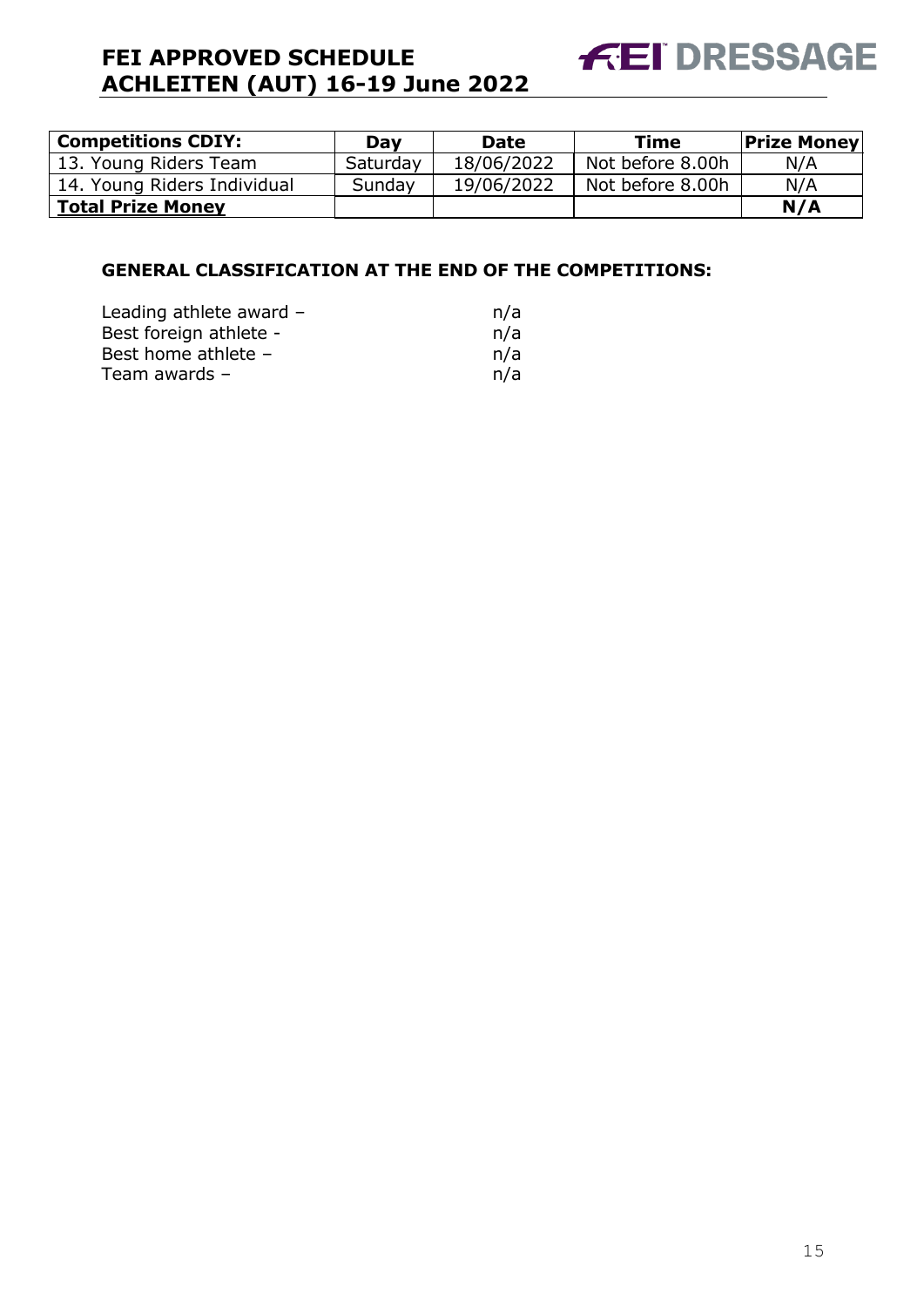| Competitions CDIY: | Day | Date | Time | Prize Money |
|---|---|---|---|---|
| 13. Young Riders Team | Saturday | 18/06/2022 | Not before 8.00h | N/A |
| 14. Young Riders Individual | Sunday | 19/06/2022 | Not before 8.00h | N/A |
| **Total Prize Money** | | | | **N/A** |

### GENERAL CLASSIFICATION AT THE END OF THE COMPETITIONS:

Leading athlete award – n/a
Best foreign athlete - n/a
Best home athlete – n/a
Team awards – n/a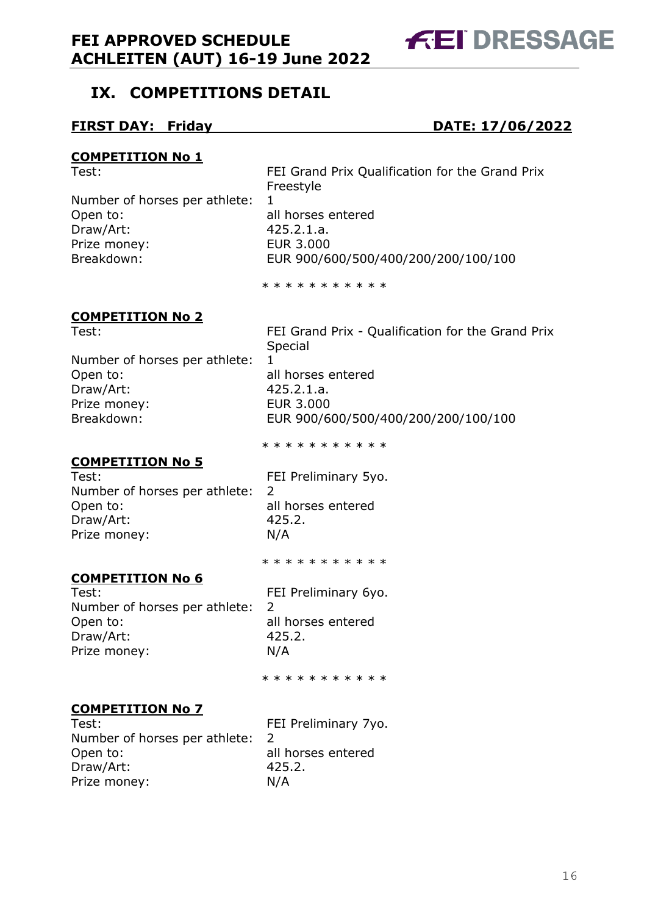## IX. COMPETITIONS DETAIL

**FIRST DAY: Friday** **DATE: 17/06/2022**

**COMPETITION No 1**

Test: FEI Grand Prix Qualification for the Grand Prix Freestyle
Number of horses per athlete: 1
Open to: all horses entered
Draw/Art: 425.2.1.a.
Prize money: EUR 3.000
Breakdown: EUR 900/600/500/400/200/200/100/100

* * * * * * * * * * *

**COMPETITION No 2**

Test: FEI Grand Prix - Qualification for the Grand Prix Special
Number of horses per athlete: 1
Open to: all horses entered
Draw/Art: 425.2.1.a.
Prize money: EUR 3.000
Breakdown: EUR 900/600/500/400/200/200/100/100

* * * * * * * * * * *

**COMPETITION No 5**

Test: FEI Preliminary 5yo.
Number of horses per athlete: 2
Open to: all horses entered
Draw/Art: 425.2.
Prize money: N/A

* * * * * * * * * * *

**COMPETITION No 6**

Test: FEI Preliminary 6yo.
Number of horses per athlete: 2
Open to: all horses entered
Draw/Art: 425.2.
Prize money: N/A

* * * * * * * * * * *

**COMPETITION No 7**

Test: FEI Preliminary 7yo.
Number of horses per athlete: 2
Open to: all horses entered
Draw/Art: 425.2.
Prize money: N/A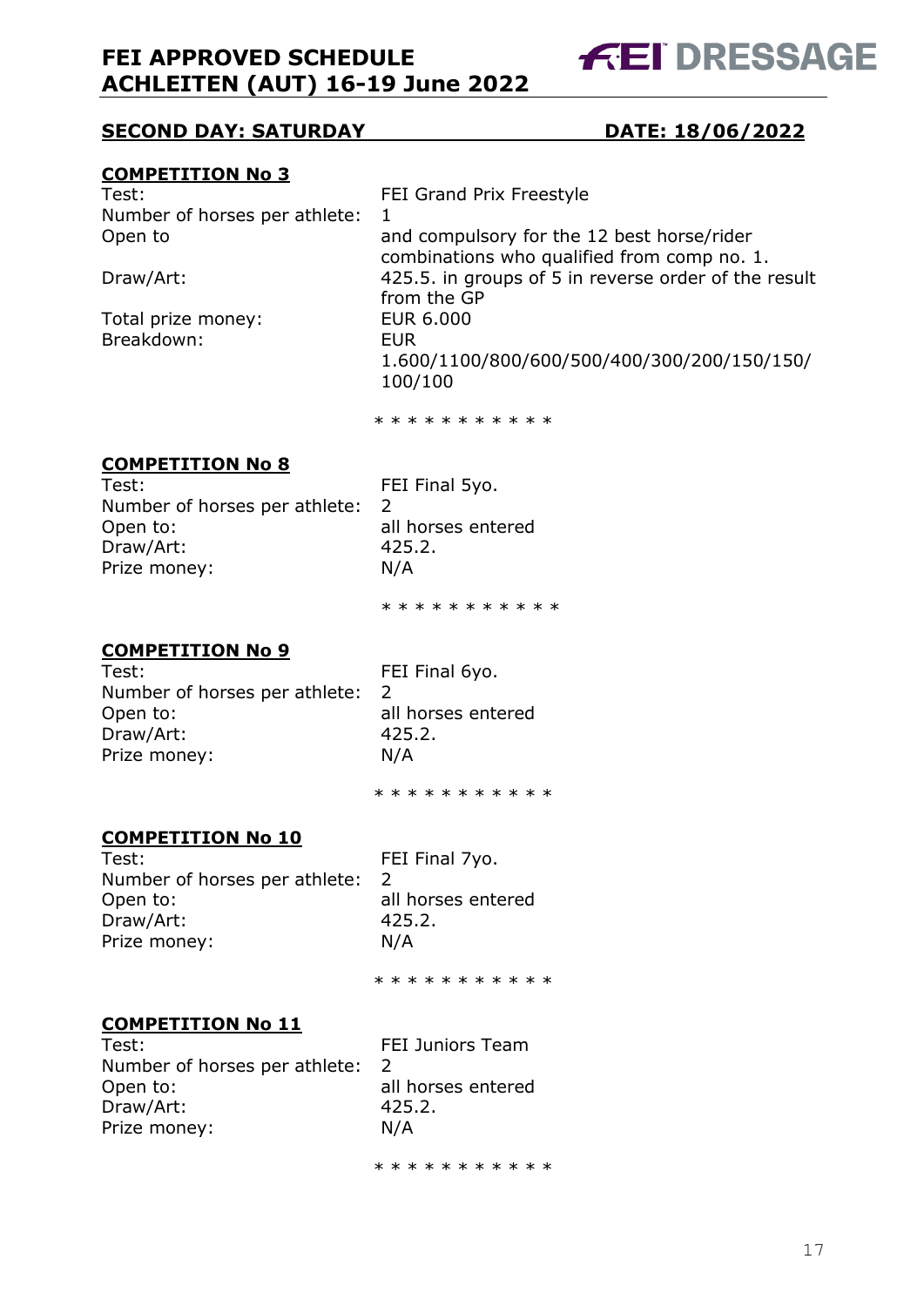## SECOND DAY: SATURDAY DATE: 18/06/2022

### COMPETITION No 3

| | |
|---|---|
| Test: | FEI Grand Prix Freestyle |
| Number of horses per athlete: | 1 |
| Open to | and compulsory for the 12 best horse/rider combinations who qualified from comp no. 1. |
| Draw/Art: | 425.5. in groups of 5 in reverse order of the result from the GP |
| Total prize money: | EUR 6.000 |
| Breakdown: | EUR 1.600/1100/800/600/500/400/300/200/150/150/100/100 |

* * * * * * * * * * *

### COMPETITION No 8

| | |
|---|---|
| Test: | FEI Final 5yo. |
| Number of horses per athlete: | 2 |
| Open to: | all horses entered |
| Draw/Art: | 425.2. |
| Prize money: | N/A |

* * * * * * * * * * *

### COMPETITION No 9

| | |
|---|---|
| Test: | FEI Final 6yo. |
| Number of horses per athlete: | 2 |
| Open to: | all horses entered |
| Draw/Art: | 425.2. |
| Prize money: | N/A |

* * * * * * * * * * *

### COMPETITION No 10

| | |
|---|---|
| Test: | FEI Final 7yo. |
| Number of horses per athlete: | 2 |
| Open to: | all horses entered |
| Draw/Art: | 425.2. |
| Prize money: | N/A |

* * * * * * * * * * *

### COMPETITION No 11

| | |
|---|---|
| Test: | FEI Juniors Team |
| Number of horses per athlete: | 2 |
| Open to: | all horses entered |
| Draw/Art: | 425.2. |
| Prize money: | N/A |

* * * * * * * * * * *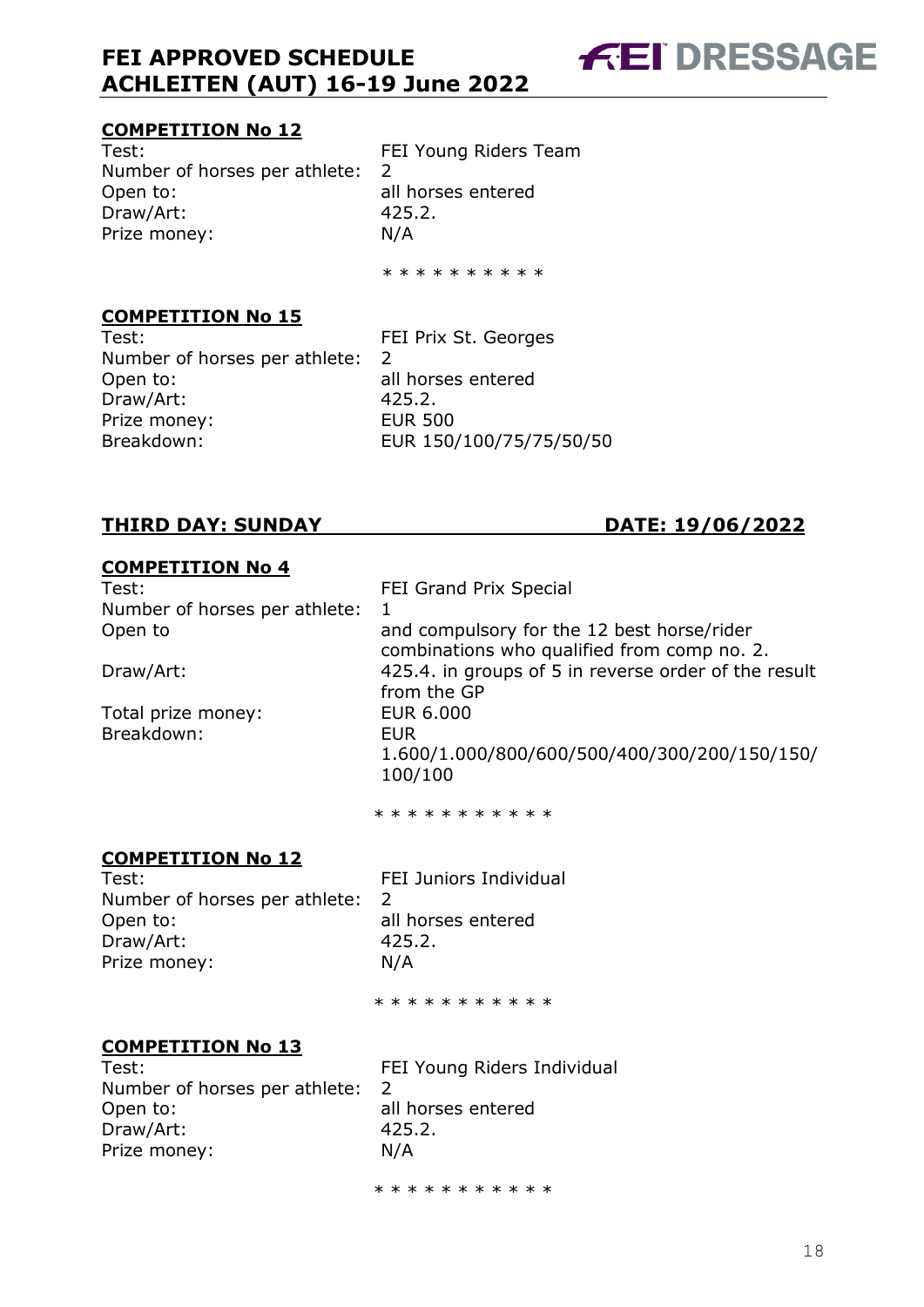### COMPETITION No 12

| | |
|---|---|
| Test: | FEI Young Riders Team |
| Number of horses per athlete: | 2 |
| Open to: | all horses entered |
| Draw/Art: | 425.2. |
| Prize money: | N/A |

* * * * * * * * * *

### COMPETITION No 15

| | |
|---|---|
| Test: | FEI Prix St. Georges |
| Number of horses per athlete: | 2 |
| Open to: | all horses entered |
| Draw/Art: | 425.2. |
| Prize money: | EUR 500 |
| Breakdown: | EUR 150/100/75/75/50/50 |

## THIRD DAY: SUNDAY — DATE: 19/06/2022

### COMPETITION No 4

| | |
|---|---|
| Test: | FEI Grand Prix Special |
| Number of horses per athlete: | 1 |
| Open to | and compulsory for the 12 best horse/rider combinations who qualified from comp no. 2. |
| Draw/Art: | 425.4. in groups of 5 in reverse order of the result from the GP |
| Total prize money: | EUR 6.000 |
| Breakdown: | EUR 1.600/1.000/800/600/500/400/300/200/150/150/100/100 |

* * * * * * * * * * *

### COMPETITION No 12

| | |
|---|---|
| Test: | FEI Juniors Individual |
| Number of horses per athlete: | 2 |
| Open to: | all horses entered |
| Draw/Art: | 425.2. |
| Prize money: | N/A |

* * * * * * * * * * *

### COMPETITION No 13

| | |
|---|---|
| Test: | FEI Young Riders Individual |
| Number of horses per athlete: | 2 |
| Open to: | all horses entered |
| Draw/Art: | 425.2. |
| Prize money: | N/A |

* * * * * * * * * * *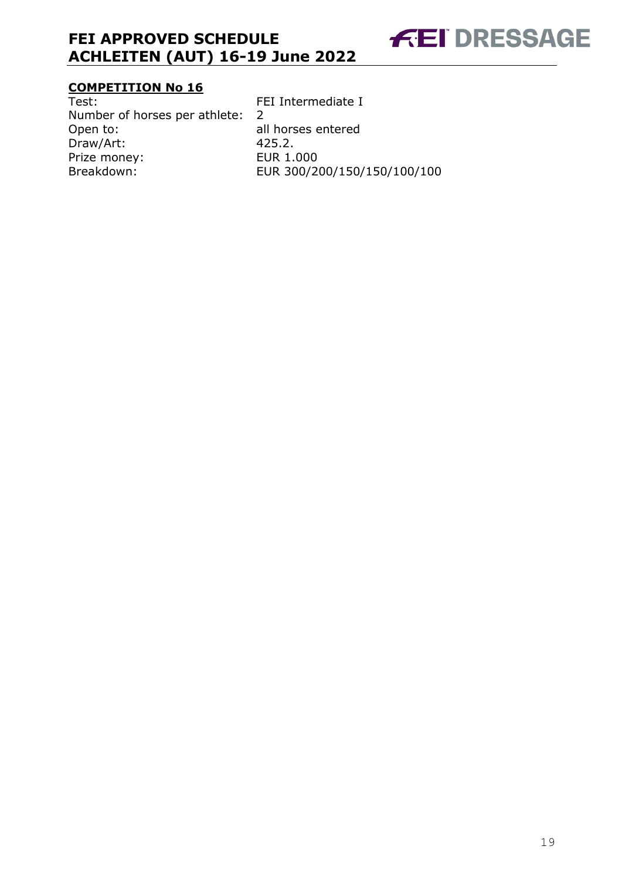## COMPETITION No 16

| | |
|---|---|
| Test: | FEI Intermediate I |
| Number of horses per athlete: | 2 |
| Open to: | all horses entered |
| Draw/Art: | 425.2. |
| Prize money: | EUR 1.000 |
| Breakdown: | EUR 300/200/150/150/100/100 |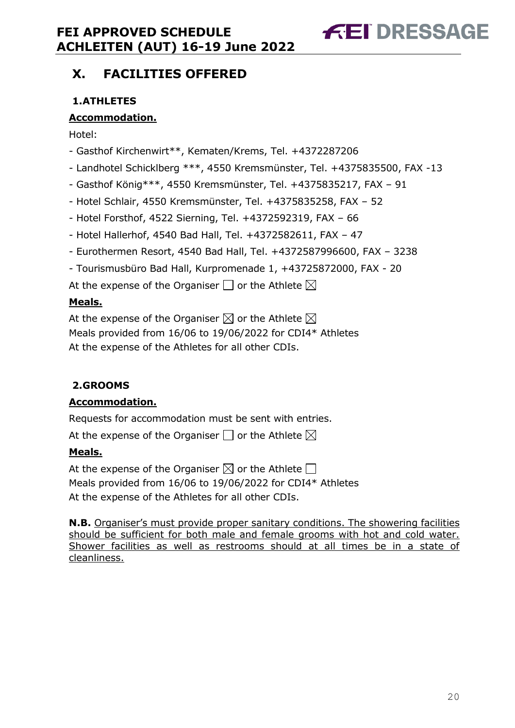## X. FACILITIES OFFERED

### 1. ATHLETES

**Accommodation.**

Hotel:

- Gasthof Kirchenwirt**, Kematen/Krems, Tel. +4372287206
- Landhotel Schicklberg ***, 4550 Kremsmünster, Tel. +4375835500, FAX -13
- Gasthof König***, 4550 Kremsmünster, Tel. +4375835217, FAX – 91
- Hotel Schlair, 4550 Kremsmünster, Tel. +4375835258, FAX – 52
- Hotel Forsthof, 4522 Sierning, Tel. +4372592319, FAX – 66
- Hotel Hallerhof, 4540 Bad Hall, Tel. +4372582611, FAX – 47
- Eurothermen Resort, 4540 Bad Hall, Tel. +4372587996600, FAX – 3238
- Tourismusbüro Bad Hall, Kurpromenade 1, +43725872000, FAX - 20

At the expense of the Organiser ☐ or the Athlete ☒

**Meals.**

At the expense of the Organiser ☒ or the Athlete ☒
Meals provided from 16/06 to 19/06/2022 for CDI4* Athletes
At the expense of the Athletes for all other CDIs.

### 2. GROOMS

**Accommodation.**

Requests for accommodation must be sent with entries.

At the expense of the Organiser ☐ or the Athlete ☒

**Meals.**

At the expense of the Organiser ☒ or the Athlete ☐
Meals provided from 16/06 to 19/06/2022 for CDI4* Athletes
At the expense of the Athletes for all other CDIs.

**N.B.** Organiser's must provide proper sanitary conditions. The showering facilities should be sufficient for both male and female grooms with hot and cold water. Shower facilities as well as restrooms should at all times be in a state of cleanliness.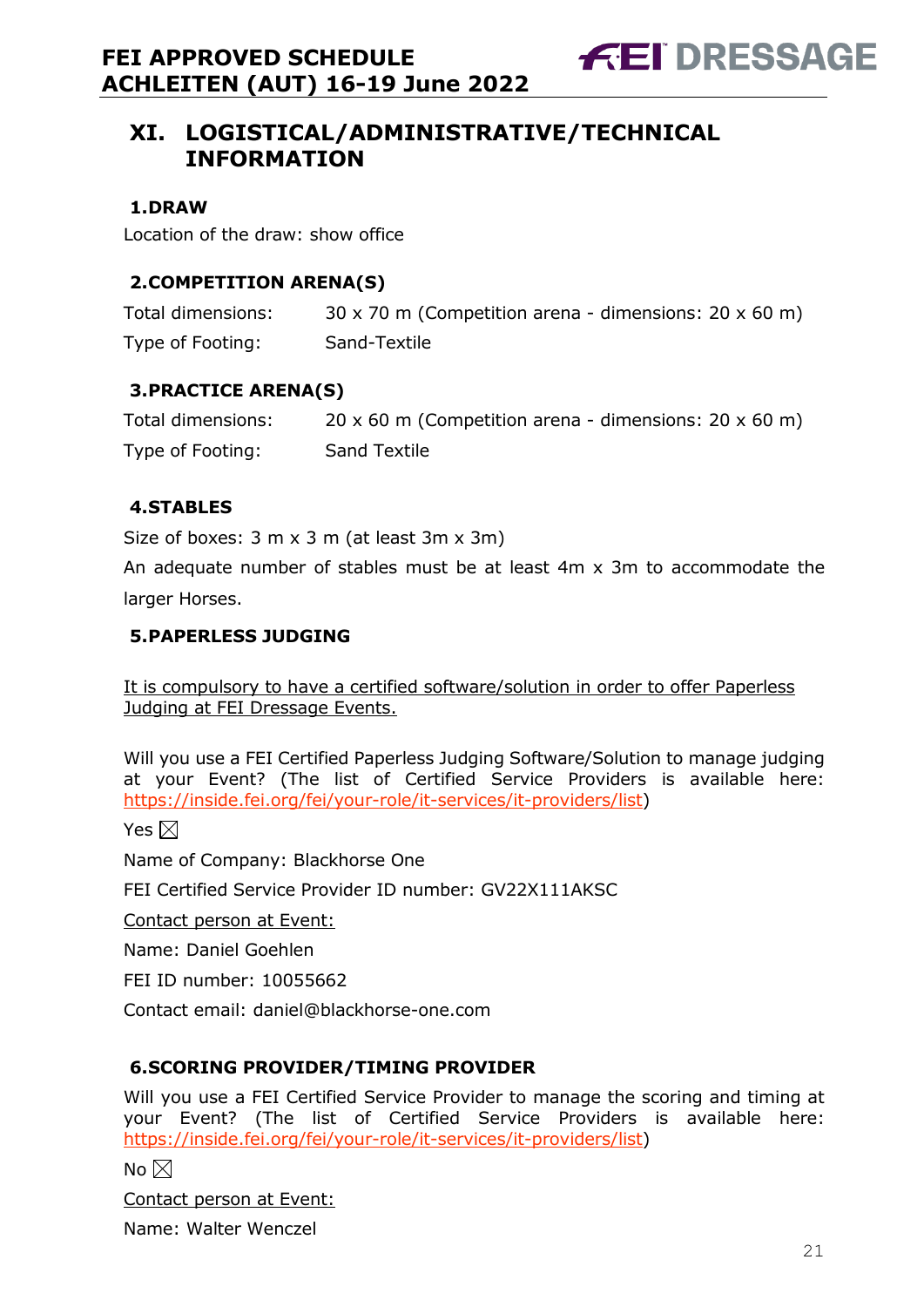## XI. LOGISTICAL/ADMINISTRATIVE/TECHNICAL INFORMATION

### 1. DRAW

Location of the draw: show office

### 2. COMPETITION ARENA(S)

Total dimensions: 30 x 70 m (Competition arena - dimensions: 20 x 60 m)

Type of Footing: Sand-Textile

### 3. PRACTICE ARENA(S)

Total dimensions: 20 x 60 m (Competition arena - dimensions: 20 x 60 m)

Type of Footing: Sand Textile

### 4. STABLES

Size of boxes: 3 m x 3 m (at least 3m x 3m)

An adequate number of stables must be at least 4m x 3m to accommodate the larger Horses.

### 5. PAPERLESS JUDGING

It is compulsory to have a certified software/solution in order to offer Paperless Judging at FEI Dressage Events.

Will you use a FEI Certified Paperless Judging Software/Solution to manage judging at your Event? (The list of Certified Service Providers is available here: https://inside.fei.org/fei/your-role/it-services/it-providers/list)

Yes ☒

Name of Company: Blackhorse One

FEI Certified Service Provider ID number: GV22X111AKSC

Contact person at Event:

Name: Daniel Goehlen

FEI ID number: 10055662

Contact email: daniel@blackhorse-one.com

### 6. SCORING PROVIDER/TIMING PROVIDER

Will you use a FEI Certified Service Provider to manage the scoring and timing at your Event? (The list of Certified Service Providers is available here: https://inside.fei.org/fei/your-role/it-services/it-providers/list)

No ☒

Contact person at Event:

Name: Walter Wenczel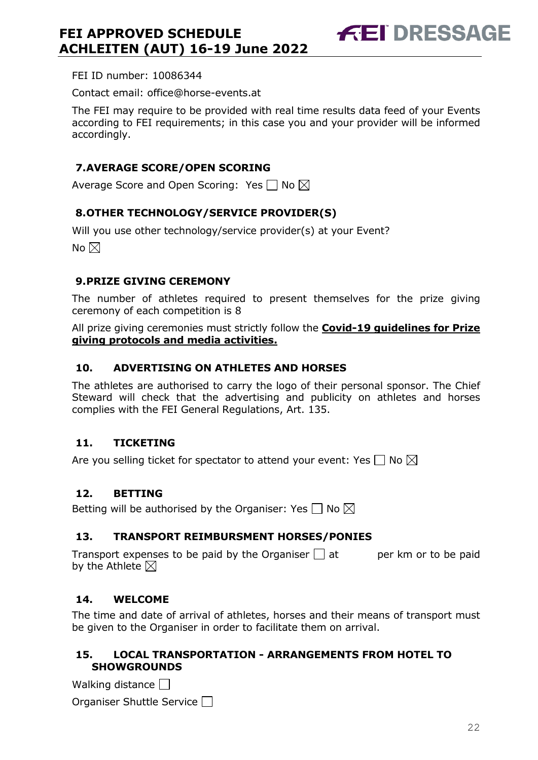FEI ID number: 10086344

Contact email: office@horse-events.at

The FEI may require to be provided with real time results data feed of your Events according to FEI requirements; in this case you and your provider will be informed accordingly.

## 7. AVERAGE SCORE/OPEN SCORING

Average Score and Open Scoring: Yes ☐ No ☒

## 8. OTHER TECHNOLOGY/SERVICE PROVIDER(S)

Will you use other technology/service provider(s) at your Event?

No ☒

## 9. PRIZE GIVING CEREMONY

The number of athletes required to present themselves for the prize giving ceremony of each competition is 8

All prize giving ceremonies must strictly follow the **Covid-19 guidelines for Prize giving protocols and media activities.**

## 10. ADVERTISING ON ATHLETES AND HORSES

The athletes are authorised to carry the logo of their personal sponsor. The Chief Steward will check that the advertising and publicity on athletes and horses complies with the FEI General Regulations, Art. 135.

## 11. TICKETING

Are you selling ticket for spectator to attend your event: Yes ☐ No ☒

## 12. BETTING

Betting will be authorised by the Organiser: Yes ☐ No ☒

## 13. TRANSPORT REIMBURSMENT HORSES/PONIES

Transport expenses to be paid by the Organiser ☐ at per km or to be paid by the Athlete ☒

## 14. WELCOME

The time and date of arrival of athletes, horses and their means of transport must be given to the Organiser in order to facilitate them on arrival.

## 15. LOCAL TRANSPORTATION - ARRANGEMENTS FROM HOTEL TO SHOWGROUNDS

Walking distance ☐

Organiser Shuttle Service ☐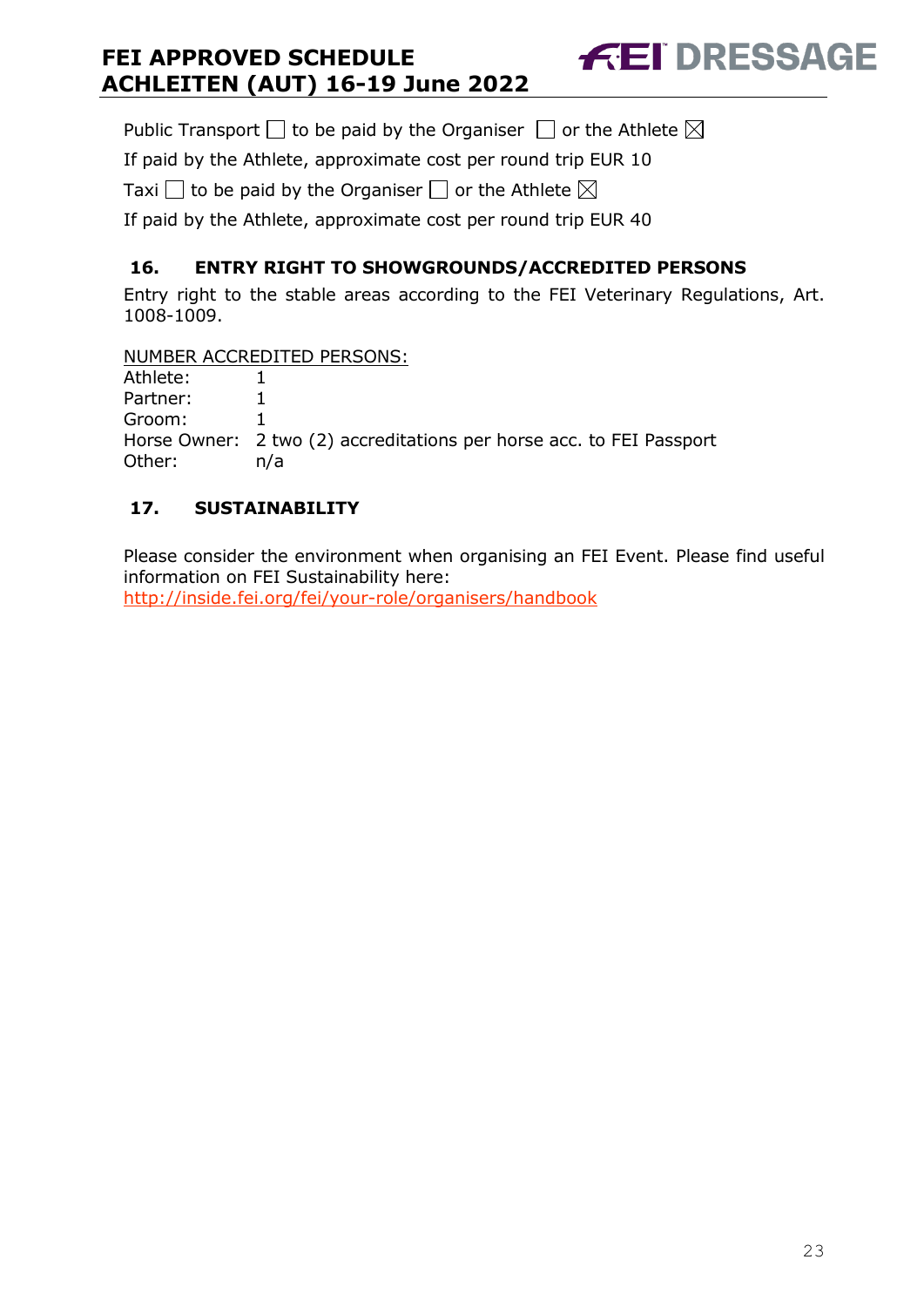Public Transport ☐ to be paid by the Organiser ☐ or the Athlete ☒

If paid by the Athlete, approximate cost per round trip EUR 10

Taxi ☐ to be paid by the Organiser ☐ or the Athlete ☒

If paid by the Athlete, approximate cost per round trip EUR 40

## 16. ENTRY RIGHT TO SHOWGROUNDS/ACCREDITED PERSONS

Entry right to the stable areas according to the FEI Veterinary Regulations, Art. 1008-1009.

NUMBER ACCREDITED PERSONS:

Athlete: 1
Partner: 1
Groom: 1
Horse Owner: 2 two (2) accreditations per horse acc. to FEI Passport
Other: n/a

## 17. SUSTAINABILITY

Please consider the environment when organising an FEI Event. Please find useful information on FEI Sustainability here:
http://inside.fei.org/fei/your-role/organisers/handbook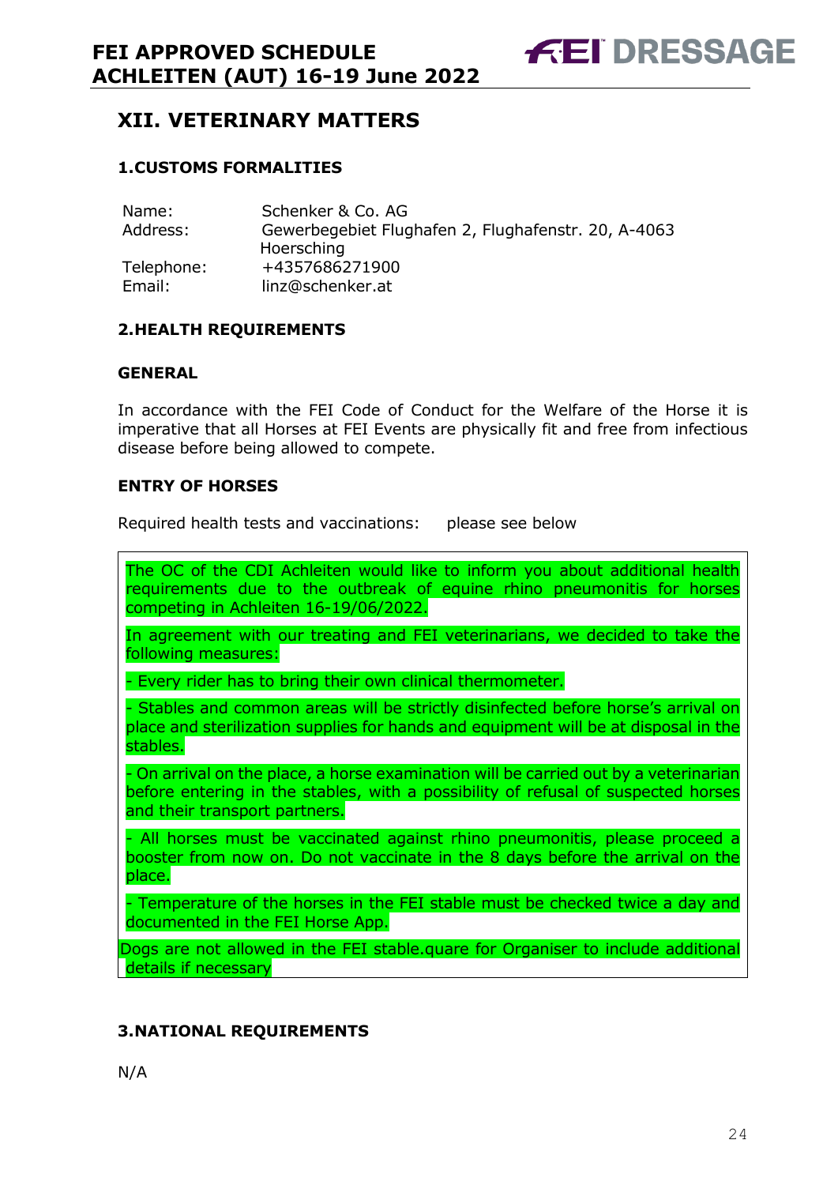## XII. VETERINARY MATTERS

### 1.CUSTOMS FORMALITIES

| | |
|---|---|
| Name: | Schenker & Co. AG |
| Address: | Gewerbegebiet Flughafen 2, Flughafenstr. 20, A-4063 Hoersching |
| Telephone: | +4357686271900 |
| Email: | linz@schenker.at |

### 2.HEALTH REQUIREMENTS

**GENERAL**

In accordance with the FEI Code of Conduct for the Welfare of the Horse it is imperative that all Horses at FEI Events are physically fit and free from infectious disease before being allowed to compete.

**ENTRY OF HORSES**

Required health tests and vaccinations: please see below

The OC of the CDI Achleiten would like to inform you about additional health requirements due to the outbreak of equine rhino pneumonitis for horses competing in Achleiten 16-19/06/2022.

In agreement with our treating and FEI veterinarians, we decided to take the following measures:

- Every rider has to bring their own clinical thermometer.

- Stables and common areas will be strictly disinfected before horse's arrival on place and sterilization supplies for hands and equipment will be at disposal in the stables.

- On arrival on the place, a horse examination will be carried out by a veterinarian before entering in the stables, with a possibility of refusal of suspected horses and their transport partners.

- All horses must be vaccinated against rhino pneumonitis, please proceed a booster from now on. Do not vaccinate in the 8 days before the arrival on the place.

- Temperature of the horses in the FEI stable must be checked twice a day and documented in the FEI Horse App.

Dogs are not allowed in the FEI stable.quare for Organiser to include additional details if necessary

### 3.NATIONAL REQUIREMENTS

N/A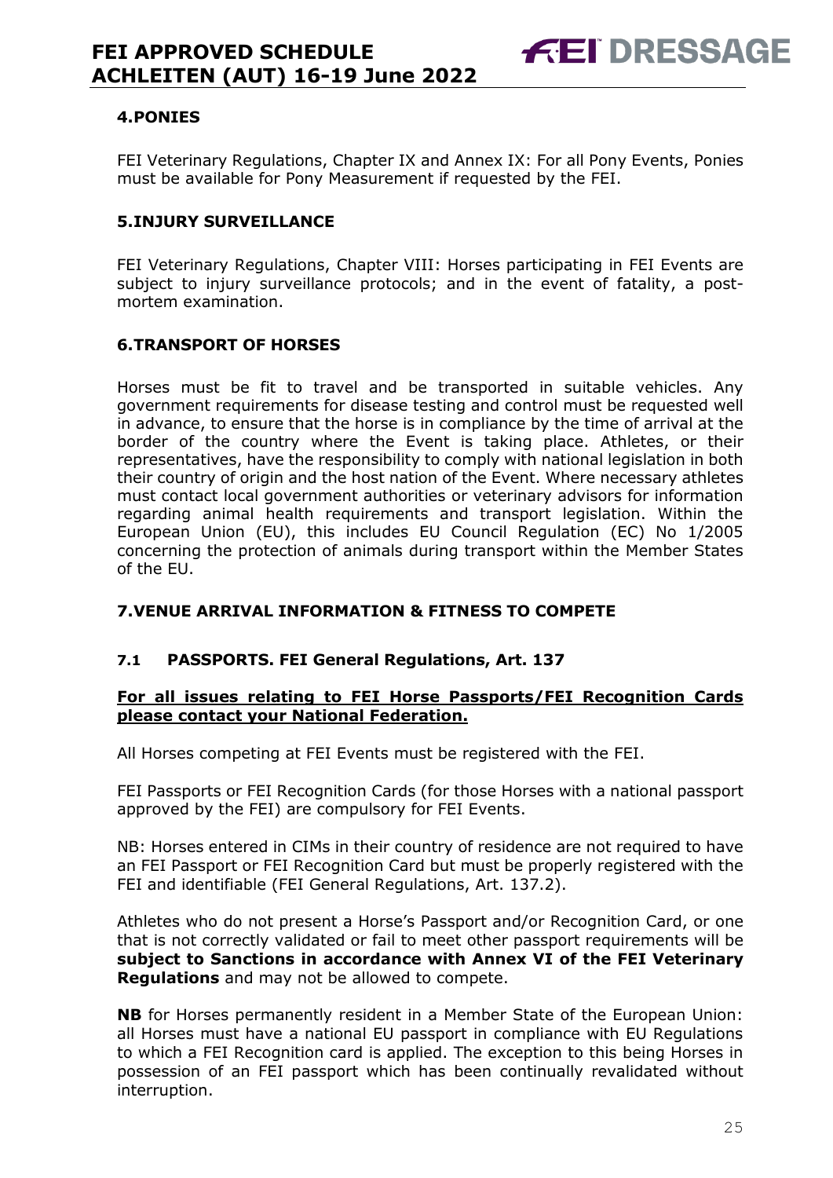## 4.PONIES

FEI Veterinary Regulations, Chapter IX and Annex IX: For all Pony Events, Ponies must be available for Pony Measurement if requested by the FEI.

## 5.INJURY SURVEILLANCE

FEI Veterinary Regulations, Chapter VIII: Horses participating in FEI Events are subject to injury surveillance protocols; and in the event of fatality, a post-mortem examination.

## 6.TRANSPORT OF HORSES

Horses must be fit to travel and be transported in suitable vehicles. Any government requirements for disease testing and control must be requested well in advance, to ensure that the horse is in compliance by the time of arrival at the border of the country where the Event is taking place. Athletes, or their representatives, have the responsibility to comply with national legislation in both their country of origin and the host nation of the Event. Where necessary athletes must contact local government authorities or veterinary advisors for information regarding animal health requirements and transport legislation. Within the European Union (EU), this includes EU Council Regulation (EC) No 1/2005 concerning the protection of animals during transport within the Member States of the EU.

## 7.VENUE ARRIVAL INFORMATION & FITNESS TO COMPETE

### 7.1 PASSPORTS. FEI General Regulations, Art. 137

**For all issues relating to FEI Horse Passports/FEI Recognition Cards please contact your National Federation.**

All Horses competing at FEI Events must be registered with the FEI.

FEI Passports or FEI Recognition Cards (for those Horses with a national passport approved by the FEI) are compulsory for FEI Events.

NB: Horses entered in CIMs in their country of residence are not required to have an FEI Passport or FEI Recognition Card but must be properly registered with the FEI and identifiable (FEI General Regulations, Art. 137.2).

Athletes who do not present a Horse's Passport and/or Recognition Card, or one that is not correctly validated or fail to meet other passport requirements will be **subject to Sanctions in accordance with Annex VI of the FEI Veterinary Regulations** and may not be allowed to compete.

**NB** for Horses permanently resident in a Member State of the European Union: all Horses must have a national EU passport in compliance with EU Regulations to which a FEI Recognition card is applied. The exception to this being Horses in possession of an FEI passport which has been continually revalidated without interruption.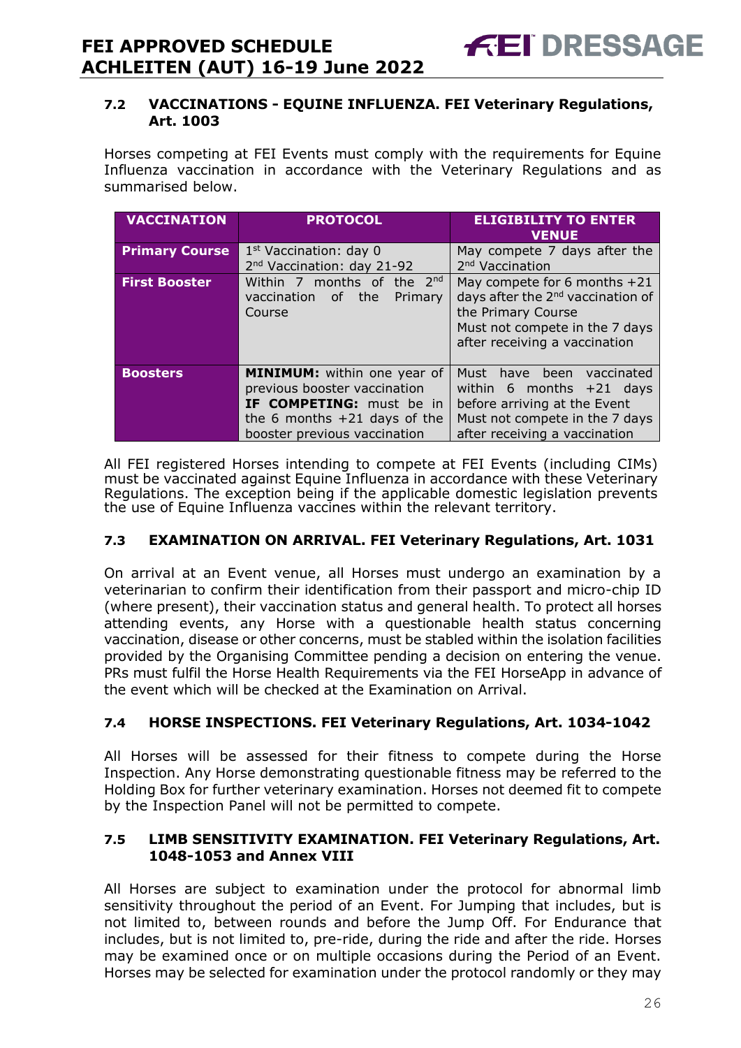### 7.2 VACCINATIONS - EQUINE INFLUENZA. FEI Veterinary Regulations, Art. 1003

Horses competing at FEI Events must comply with the requirements for Equine Influenza vaccination in accordance with the Veterinary Regulations and as summarised below.

| VACCINATION | PROTOCOL | ELIGIBILITY TO ENTER VENUE |
|---|---|---|
| **Primary Course** | 1st Vaccination: day 0<br>2nd Vaccination: day 21-92 | May compete 7 days after the 2nd Vaccination |
| **First Booster** | Within 7 months of the 2nd vaccination of the Primary Course | May compete for 6 months +21 days after the 2nd vaccination of the Primary Course<br>Must not compete in the 7 days after receiving a vaccination |
| **Boosters** | **MINIMUM:** within one year of previous booster vaccination<br>**IF COMPETING:** must be in the 6 months +21 days of the booster previous vaccination | Must have been vaccinated within 6 months +21 days before arriving at the Event<br>Must not compete in the 7 days after receiving a vaccination |

All FEI registered Horses intending to compete at FEI Events (including CIMs) must be vaccinated against Equine Influenza in accordance with these Veterinary Regulations. The exception being if the applicable domestic legislation prevents the use of Equine Influenza vaccines within the relevant territory.

### 7.3 EXAMINATION ON ARRIVAL. FEI Veterinary Regulations, Art. 1031

On arrival at an Event venue, all Horses must undergo an examination by a veterinarian to confirm their identification from their passport and micro-chip ID (where present), their vaccination status and general health. To protect all horses attending events, any Horse with a questionable health status concerning vaccination, disease or other concerns, must be stabled within the isolation facilities provided by the Organising Committee pending a decision on entering the venue. PRs must fulfil the Horse Health Requirements via the FEI HorseApp in advance of the event which will be checked at the Examination on Arrival.

### 7.4 HORSE INSPECTIONS. FEI Veterinary Regulations, Art. 1034-1042

All Horses will be assessed for their fitness to compete during the Horse Inspection. Any Horse demonstrating questionable fitness may be referred to the Holding Box for further veterinary examination. Horses not deemed fit to compete by the Inspection Panel will not be permitted to compete.

### 7.5 LIMB SENSITIVITY EXAMINATION. FEI Veterinary Regulations, Art. 1048-1053 and Annex VIII

All Horses are subject to examination under the protocol for abnormal limb sensitivity throughout the period of an Event. For Jumping that includes, but is not limited to, between rounds and before the Jump Off. For Endurance that includes, but is not limited to, pre-ride, during the ride and after the ride. Horses may be examined once or on multiple occasions during the Period of an Event. Horses may be selected for examination under the protocol randomly or they may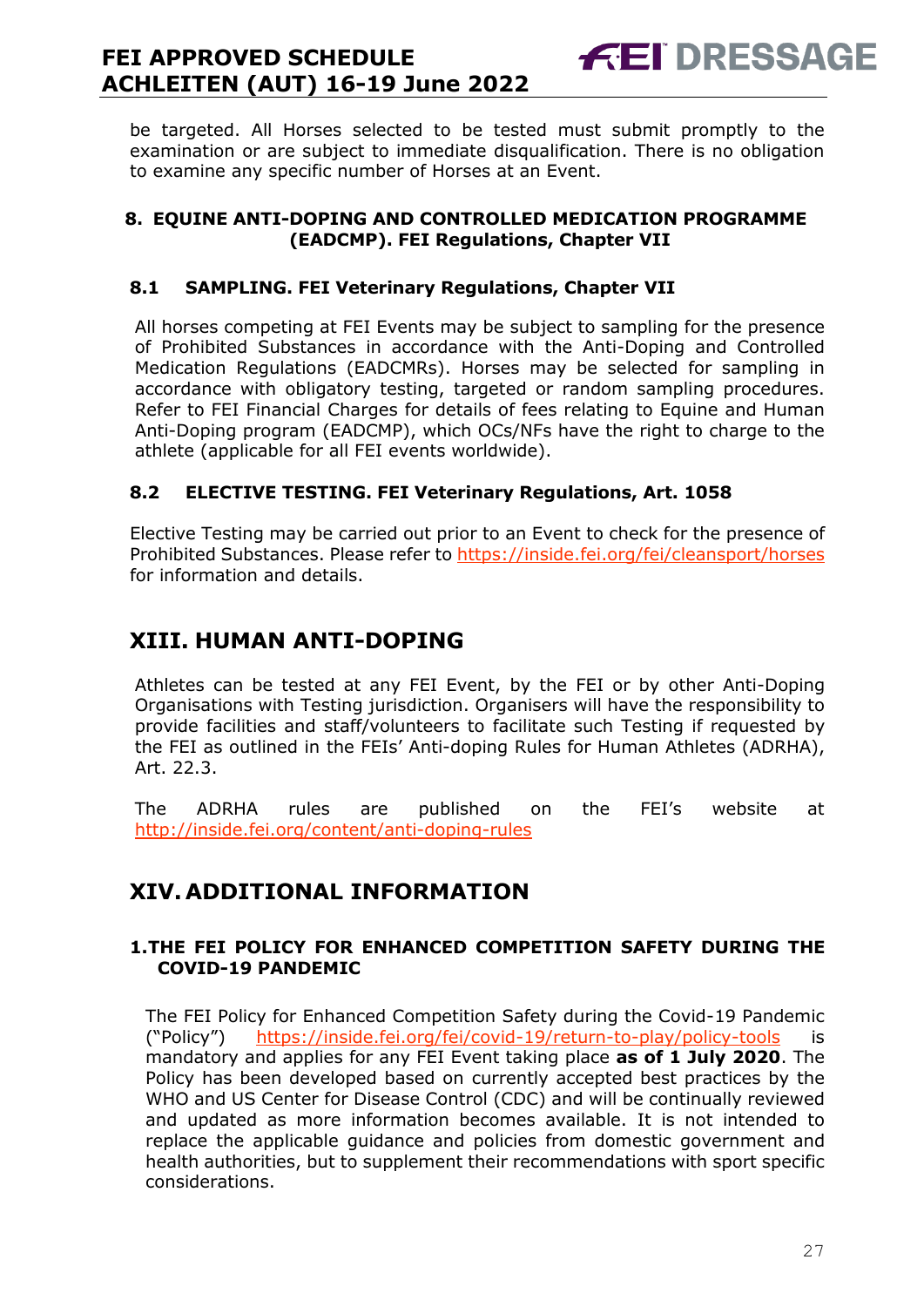be targeted. All Horses selected to be tested must submit promptly to the examination or are subject to immediate disqualification. There is no obligation to examine any specific number of Horses at an Event.

### 8. EQUINE ANTI-DOPING AND CONTROLLED MEDICATION PROGRAMME (EADCMP). FEI Regulations, Chapter VII

#### 8.1 SAMPLING. FEI Veterinary Regulations, Chapter VII

All horses competing at FEI Events may be subject to sampling for the presence of Prohibited Substances in accordance with the Anti-Doping and Controlled Medication Regulations (EADCMRs). Horses may be selected for sampling in accordance with obligatory testing, targeted or random sampling procedures. Refer to FEI Financial Charges for details of fees relating to Equine and Human Anti-Doping program (EADCMP), which OCs/NFs have the right to charge to the athlete (applicable for all FEI events worldwide).

#### 8.2 ELECTIVE TESTING. FEI Veterinary Regulations, Art. 1058

Elective Testing may be carried out prior to an Event to check for the presence of Prohibited Substances. Please refer to https://inside.fei.org/fei/cleansport/horses for information and details.

## XIII. HUMAN ANTI-DOPING

Athletes can be tested at any FEI Event, by the FEI or by other Anti-Doping Organisations with Testing jurisdiction. Organisers will have the responsibility to provide facilities and staff/volunteers to facilitate such Testing if requested by the FEI as outlined in the FEIs' Anti-doping Rules for Human Athletes (ADRHA), Art. 22.3.

The ADRHA rules are published on the FEI's website at http://inside.fei.org/content/anti-doping-rules

## XIV. ADDITIONAL INFORMATION

### 1. THE FEI POLICY FOR ENHANCED COMPETITION SAFETY DURING THE COVID-19 PANDEMIC

The FEI Policy for Enhanced Competition Safety during the Covid-19 Pandemic ("Policy") https://inside.fei.org/fei/covid-19/return-to-play/policy-tools is mandatory and applies for any FEI Event taking place **as of 1 July 2020**. The Policy has been developed based on currently accepted best practices by the WHO and US Center for Disease Control (CDC) and will be continually reviewed and updated as more information becomes available. It is not intended to replace the applicable guidance and policies from domestic government and health authorities, but to supplement their recommendations with sport specific considerations.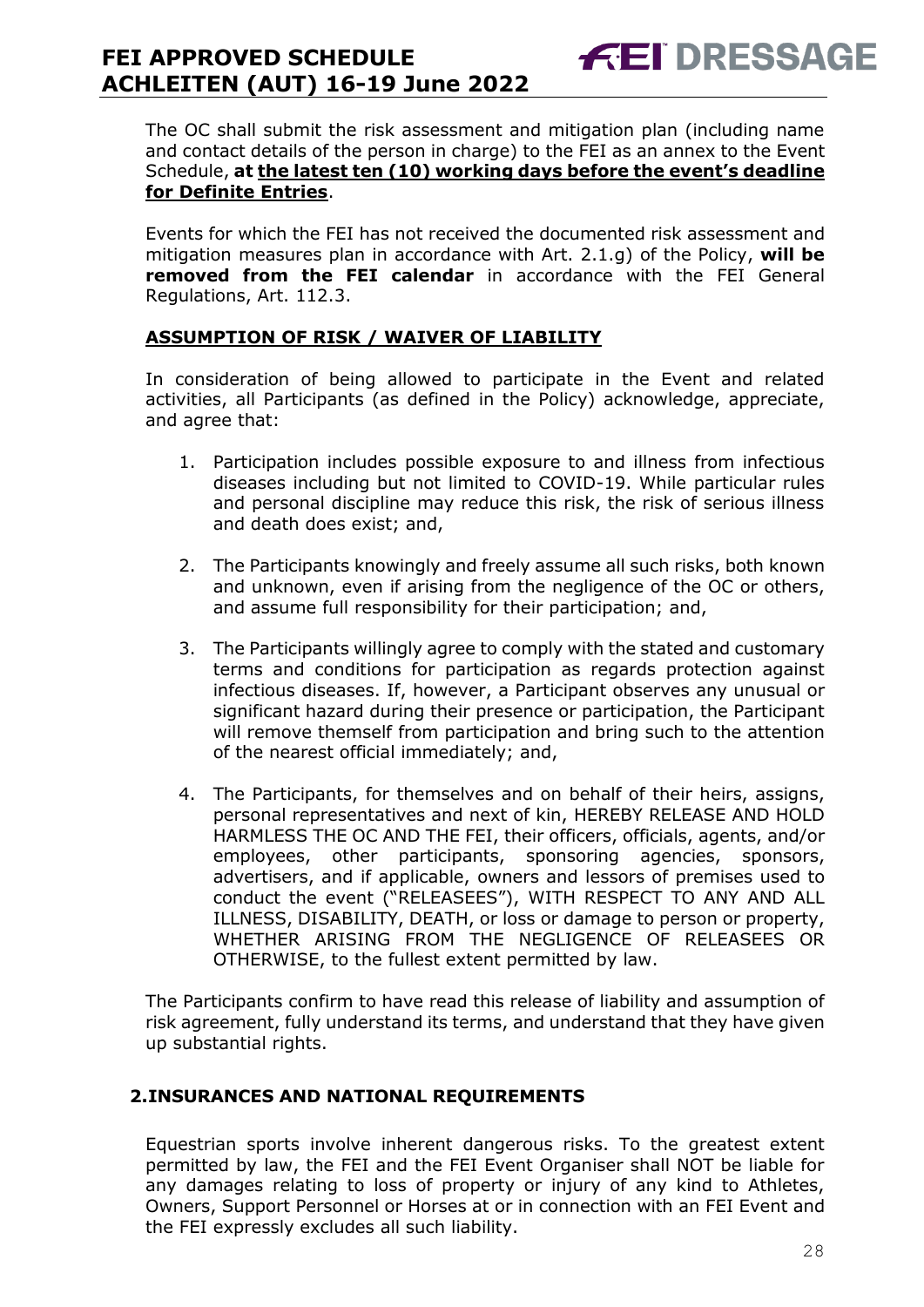The OC shall submit the risk assessment and mitigation plan (including name and contact details of the person in charge) to the FEI as an annex to the Event Schedule, **at the latest ten (10) working days before the event's deadline for Definite Entries**.

Events for which the FEI has not received the documented risk assessment and mitigation measures plan in accordance with Art. 2.1.g) of the Policy, **will be removed from the FEI calendar** in accordance with the FEI General Regulations, Art. 112.3.

**ASSUMPTION OF RISK / WAIVER OF LIABILITY**

In consideration of being allowed to participate in the Event and related activities, all Participants (as defined in the Policy) acknowledge, appreciate, and agree that:

1. Participation includes possible exposure to and illness from infectious diseases including but not limited to COVID-19. While particular rules and personal discipline may reduce this risk, the risk of serious illness and death does exist; and,
2. The Participants knowingly and freely assume all such risks, both known and unknown, even if arising from the negligence of the OC or others, and assume full responsibility for their participation; and,
3. The Participants willingly agree to comply with the stated and customary terms and conditions for participation as regards protection against infectious diseases. If, however, a Participant observes any unusual or significant hazard during their presence or participation, the Participant will remove themself from participation and bring such to the attention of the nearest official immediately; and,
4. The Participants, for themselves and on behalf of their heirs, assigns, personal representatives and next of kin, HEREBY RELEASE AND HOLD HARMLESS THE OC AND THE FEI, their officers, officials, agents, and/or employees, other participants, sponsoring agencies, sponsors, advertisers, and if applicable, owners and lessors of premises used to conduct the event ("RELEASEES"), WITH RESPECT TO ANY AND ALL ILLNESS, DISABILITY, DEATH, or loss or damage to person or property, WHETHER ARISING FROM THE NEGLIGENCE OF RELEASEES OR OTHERWISE, to the fullest extent permitted by law.

The Participants confirm to have read this release of liability and assumption of risk agreement, fully understand its terms, and understand that they have given up substantial rights.

## 2. INSURANCES AND NATIONAL REQUIREMENTS

Equestrian sports involve inherent dangerous risks. To the greatest extent permitted by law, the FEI and the FEI Event Organiser shall NOT be liable for any damages relating to loss of property or injury of any kind to Athletes, Owners, Support Personnel or Horses at or in connection with an FEI Event and the FEI expressly excludes all such liability.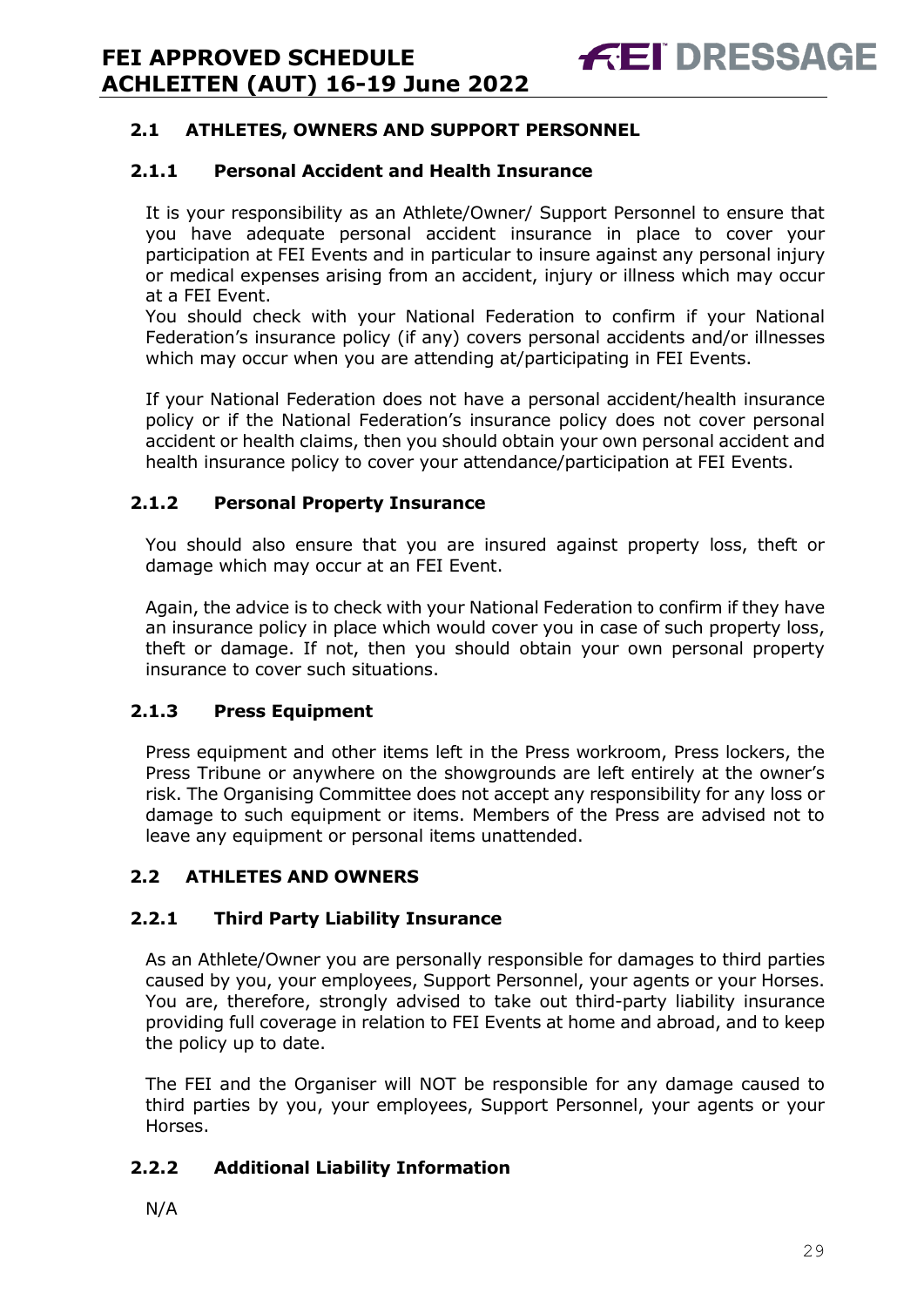### 2.1 ATHLETES, OWNERS AND SUPPORT PERSONNEL

#### 2.1.1 Personal Accident and Health Insurance

It is your responsibility as an Athlete/Owner/ Support Personnel to ensure that you have adequate personal accident insurance in place to cover your participation at FEI Events and in particular to insure against any personal injury or medical expenses arising from an accident, injury or illness which may occur at a FEI Event.
You should check with your National Federation to confirm if your National Federation's insurance policy (if any) covers personal accidents and/or illnesses which may occur when you are attending at/participating in FEI Events.

If your National Federation does not have a personal accident/health insurance policy or if the National Federation's insurance policy does not cover personal accident or health claims, then you should obtain your own personal accident and health insurance policy to cover your attendance/participation at FEI Events.

#### 2.1.2 Personal Property Insurance

You should also ensure that you are insured against property loss, theft or damage which may occur at an FEI Event.

Again, the advice is to check with your National Federation to confirm if they have an insurance policy in place which would cover you in case of such property loss, theft or damage. If not, then you should obtain your own personal property insurance to cover such situations.

#### 2.1.3 Press Equipment

Press equipment and other items left in the Press workroom, Press lockers, the Press Tribune or anywhere on the showgrounds are left entirely at the owner's risk. The Organising Committee does not accept any responsibility for any loss or damage to such equipment or items. Members of the Press are advised not to leave any equipment or personal items unattended.

### 2.2 ATHLETES AND OWNERS

#### 2.2.1 Third Party Liability Insurance

As an Athlete/Owner you are personally responsible for damages to third parties caused by you, your employees, Support Personnel, your agents or your Horses. You are, therefore, strongly advised to take out third-party liability insurance providing full coverage in relation to FEI Events at home and abroad, and to keep the policy up to date.

The FEI and the Organiser will NOT be responsible for any damage caused to third parties by you, your employees, Support Personnel, your agents or your Horses.

#### 2.2.2 Additional Liability Information

N/A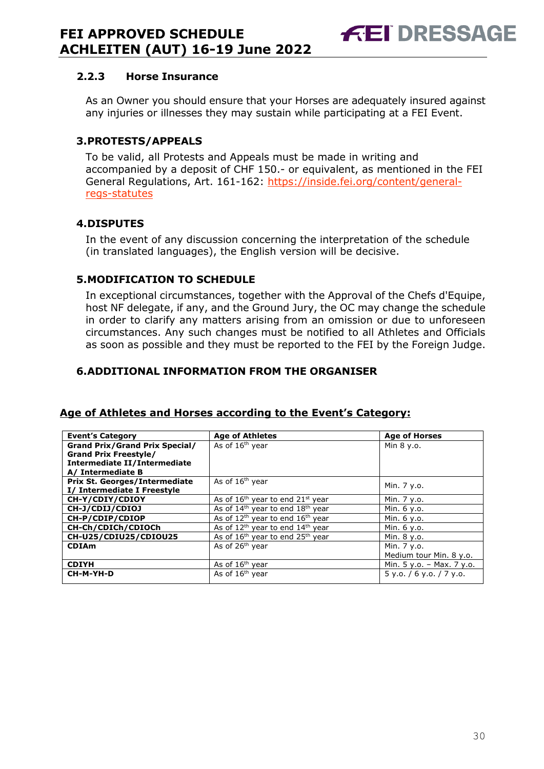### 2.2.3 Horse Insurance

As an Owner you should ensure that your Horses are adequately insured against any injuries or illnesses they may sustain while participating at a FEI Event.

## 3. PROTESTS/APPEALS

To be valid, all Protests and Appeals must be made in writing and accompanied by a deposit of CHF 150.- or equivalent, as mentioned in the FEI General Regulations, Art. 161-162: [https://inside.fei.org/content/general-regs-statutes](https://inside.fei.org/content/general-regs-statutes)

## 4. DISPUTES

In the event of any discussion concerning the interpretation of the schedule (in translated languages), the English version will be decisive.

## 5. MODIFICATION TO SCHEDULE

In exceptional circumstances, together with the Approval of the Chefs d'Equipe, host NF delegate, if any, and the Ground Jury, the OC may change the schedule in order to clarify any matters arising from an omission or due to unforeseen circumstances. Any such changes must be notified to all Athletes and Officials as soon as possible and they must be reported to the FEI by the Foreign Judge.

## 6. ADDITIONAL INFORMATION FROM THE ORGANISER

**Age of Athletes and Horses according to the Event's Category:**

| Event's Category | Age of Athletes | Age of Horses |
|---|---|---|
| **Grand Prix/Grand Prix Special/ Grand Prix Freestyle/ Intermediate II/Intermediate A/ Intermediate B** | As of 16th year | Min 8 y.o. |
| **Prix St. Georges/Intermediate I/ Intermediate I Freestyle** | As of 16th year | Min. 7 y.o. |
| **CH-Y/CDIY/CDIOY** | As of 16th year to end 21st year | Min. 7 y.o. |
| **CH-J/CDIJ/CDIOJ** | As of 14th year to end 18th year | Min. 6 y.o. |
| **CH-P/CDIP/CDIOP** | As of 12th year to end 16th year | Min. 6 y.o. |
| **CH-Ch/CDICh/CDIOCh** | As of 12th year to end 14th year | Min. 6 y.o. |
| **CH-U25/CDIU25/CDIOU25** | As of 16th year to end 25th year | Min. 8 y.o. |
| **CDIAm** | As of 26th year | Min. 7 y.o.<br>Medium tour Min. 8 y.o. |
| **CDIYH** | As of 16th year | Min. 5 y.o. – Max. 7 y.o. |
| **CH-M-YH-D** | As of 16th year | 5 y.o. / 6 y.o. / 7 y.o. |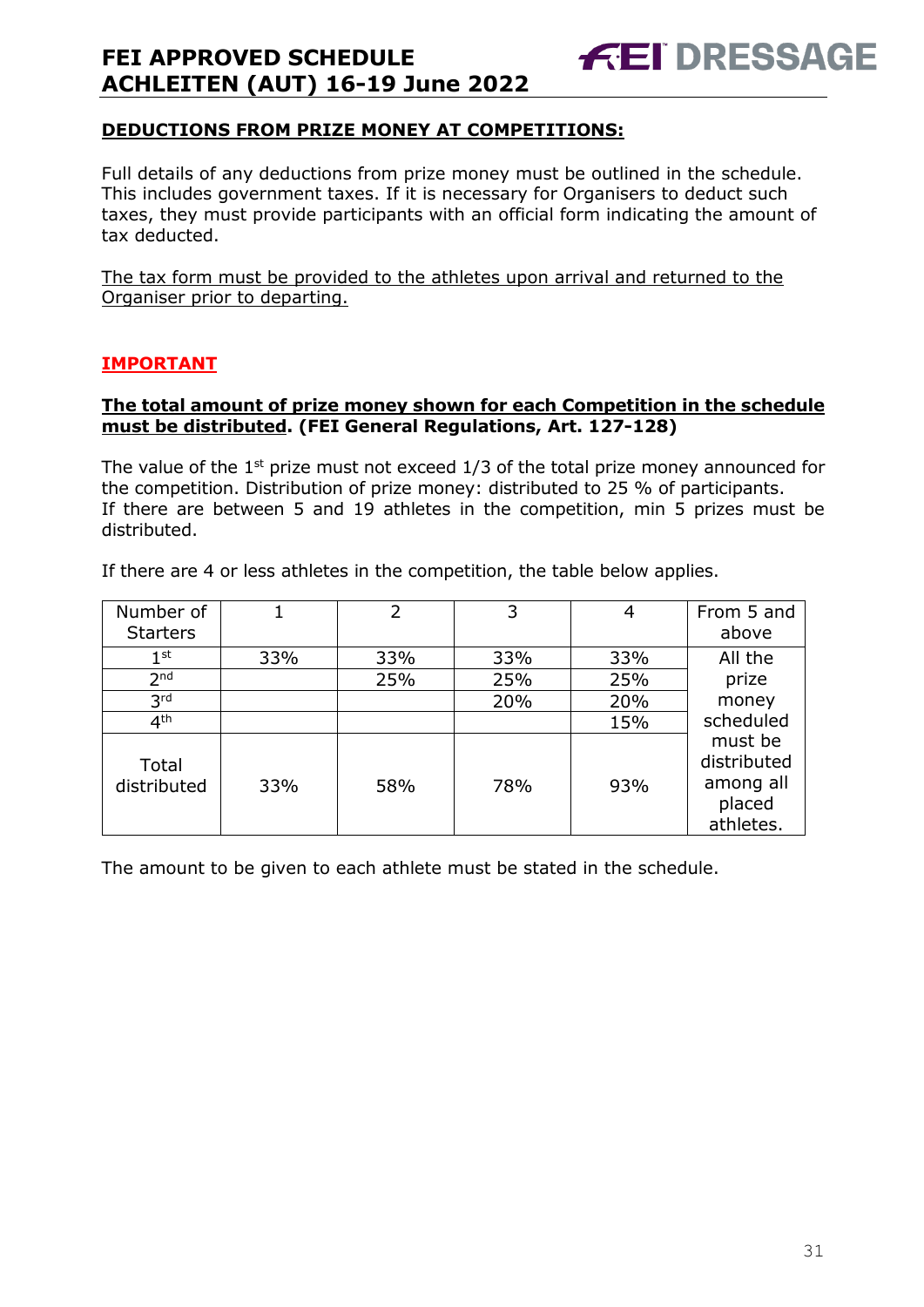## DEDUCTIONS FROM PRIZE MONEY AT COMPETITIONS:

Full details of any deductions from prize money must be outlined in the schedule. This includes government taxes. If it is necessary for Organisers to deduct such taxes, they must provide participants with an official form indicating the amount of tax deducted.

The tax form must be provided to the athletes upon arrival and returned to the Organiser prior to departing.

## IMPORTANT

**The total amount of prize money shown for each Competition in the schedule must be distributed. (FEI General Regulations, Art. 127-128)**

The value of the 1st prize must not exceed 1/3 of the total prize money announced for the competition. Distribution of prize money: distributed to 25 % of participants. If there are between 5 and 19 athletes in the competition, min 5 prizes must be distributed.

If there are 4 or less athletes in the competition, the table below applies.

| Number of Starters | 1 | 2 | 3 | 4 | From 5 and above |
|---|---|---|---|---|---|
| 1st | 33% | 33% | 33% | 33% | All the prize money scheduled must be distributed among all placed athletes. |
| 2nd | | 25% | 25% | 25% | |
| 3rd | | | 20% | 20% | |
| 4th | | | | 15% | |
| Total distributed | 33% | 58% | 78% | 93% | |

The amount to be given to each athlete must be stated in the schedule.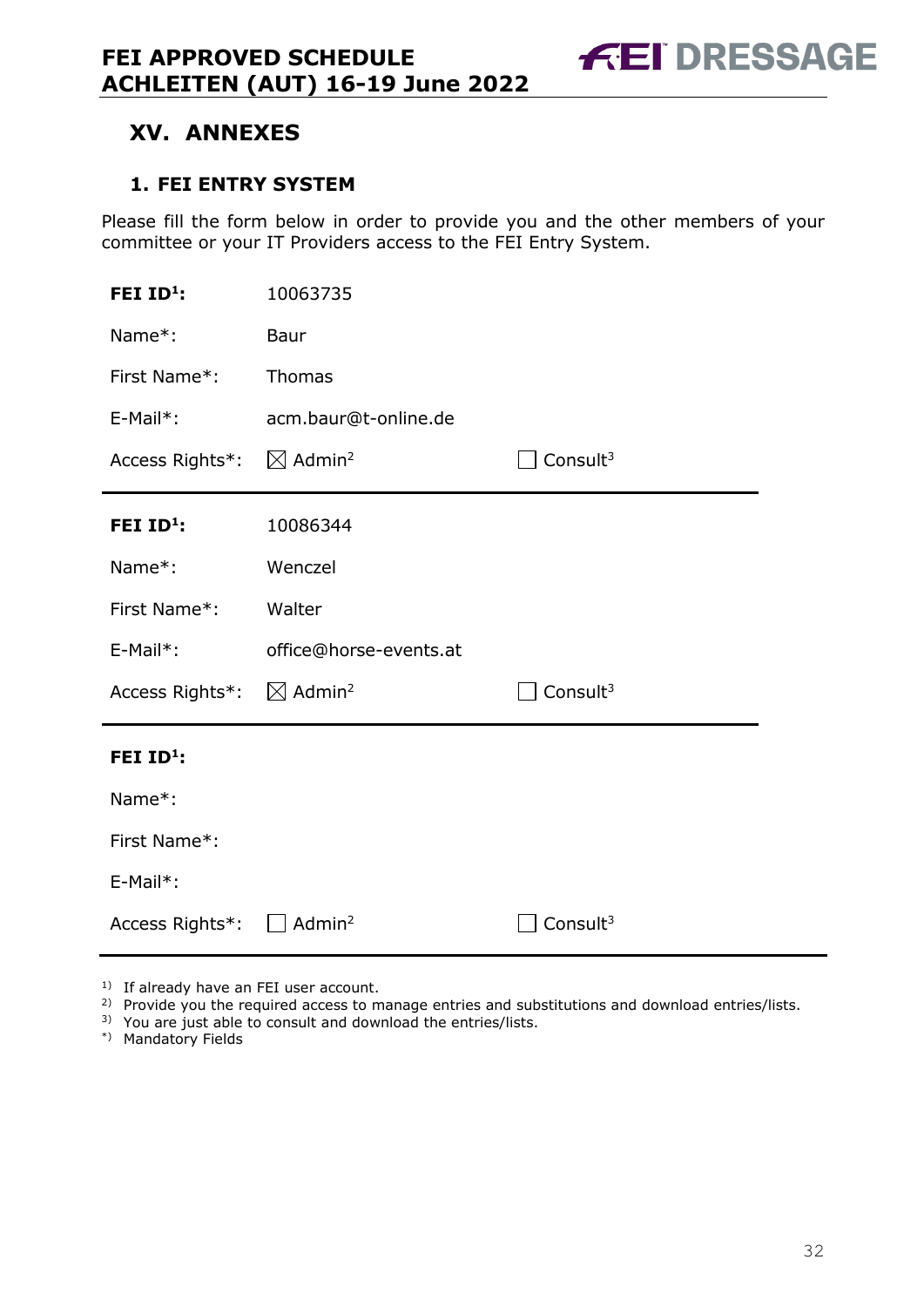# XV. ANNEXES

## 1. FEI ENTRY SYSTEM

Please fill the form below in order to provide you and the other members of your committee or your IT Providers access to the FEI Entry System.

| | | |
|---|---|---|
| **FEI ID[1]:** | 10063735 | |
| Name*: | Baur | |
| First Name*: | Thomas | |
| E-Mail*: | acm.baur@t-online.de | |
| Access Rights*: | ☒ Admin[2] | ☐ Consult[3] |

| | | |
|---|---|---|
| **FEI ID[1]:** | 10086344 | |
| Name*: | Wenczel | |
| First Name*: | Walter | |
| E-Mail*: | office@horse-events.at | |
| Access Rights*: | ☒ Admin[2] | ☐ Consult[3] |

| | | |
|---|---|---|
| **FEI ID[1]:** | | |
| Name*: | | |
| First Name*: | | |
| E-Mail*: | | |
| Access Rights*: | ☐ Admin[2] | ☐ Consult[3] |

[1)] If already have an FEI user account.
[2)] Provide you the required access to manage entries and substitutions and download entries/lists.
[3)] You are just able to consult and download the entries/lists.
[*)] Mandatory Fields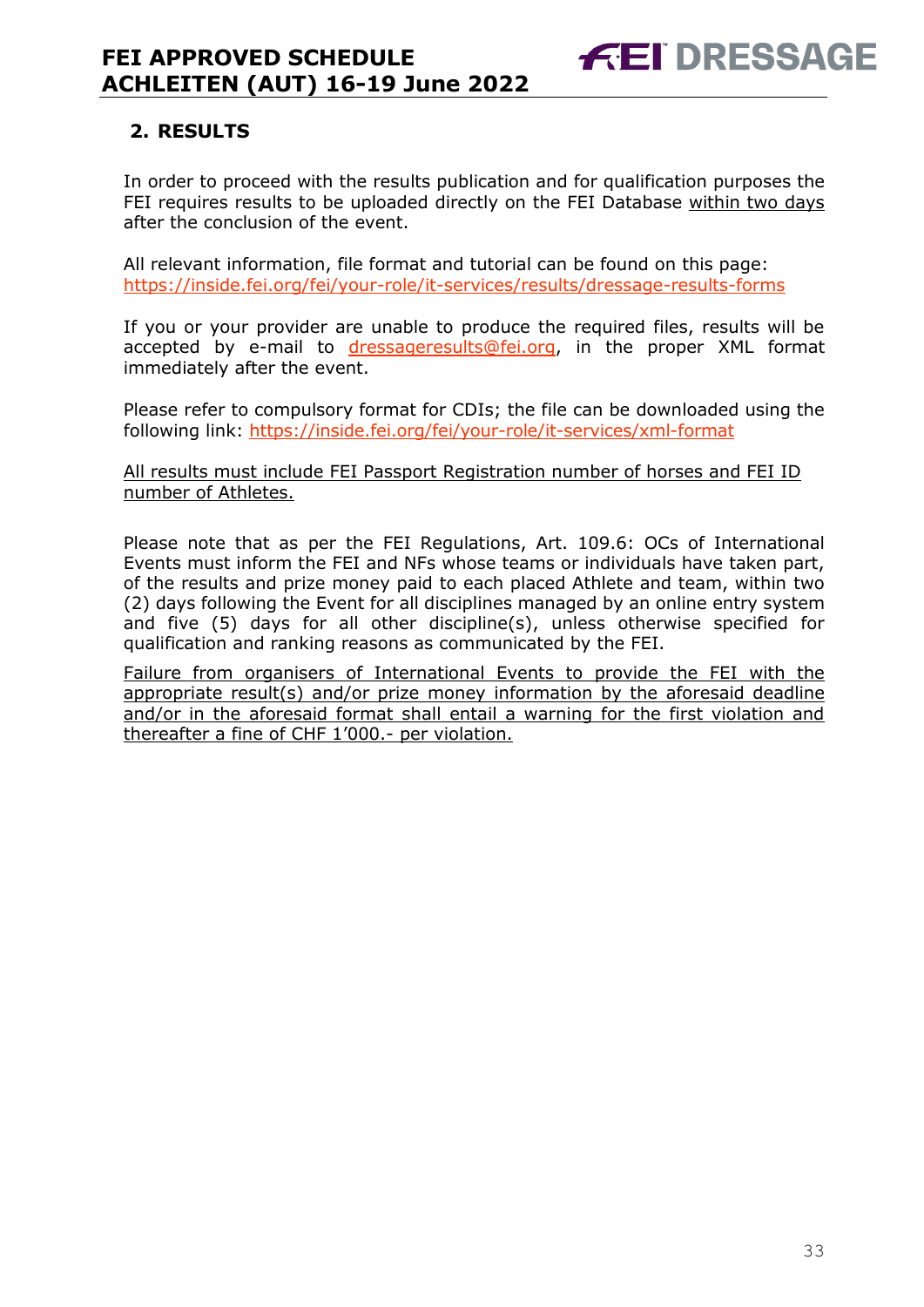## 2. RESULTS

In order to proceed with the results publication and for qualification purposes the FEI requires results to be uploaded directly on the FEI Database within two days after the conclusion of the event.

All relevant information, file format and tutorial can be found on this page: https://inside.fei.org/fei/your-role/it-services/results/dressage-results-forms

If you or your provider are unable to produce the required files, results will be accepted by e-mail to dressageresults@fei.org, in the proper XML format immediately after the event.

Please refer to compulsory format for CDIs; the file can be downloaded using the following link: https://inside.fei.org/fei/your-role/it-services/xml-format

All results must include FEI Passport Registration number of horses and FEI ID number of Athletes.

Please note that as per the FEI Regulations, Art. 109.6: OCs of International Events must inform the FEI and NFs whose teams or individuals have taken part, of the results and prize money paid to each placed Athlete and team, within two (2) days following the Event for all disciplines managed by an online entry system and five (5) days for all other discipline(s), unless otherwise specified for qualification and ranking reasons as communicated by the FEI.

Failure from organisers of International Events to provide the FEI with the appropriate result(s) and/or prize money information by the aforesaid deadline and/or in the aforesaid format shall entail a warning for the first violation and thereafter a fine of CHF 1'000.- per violation.